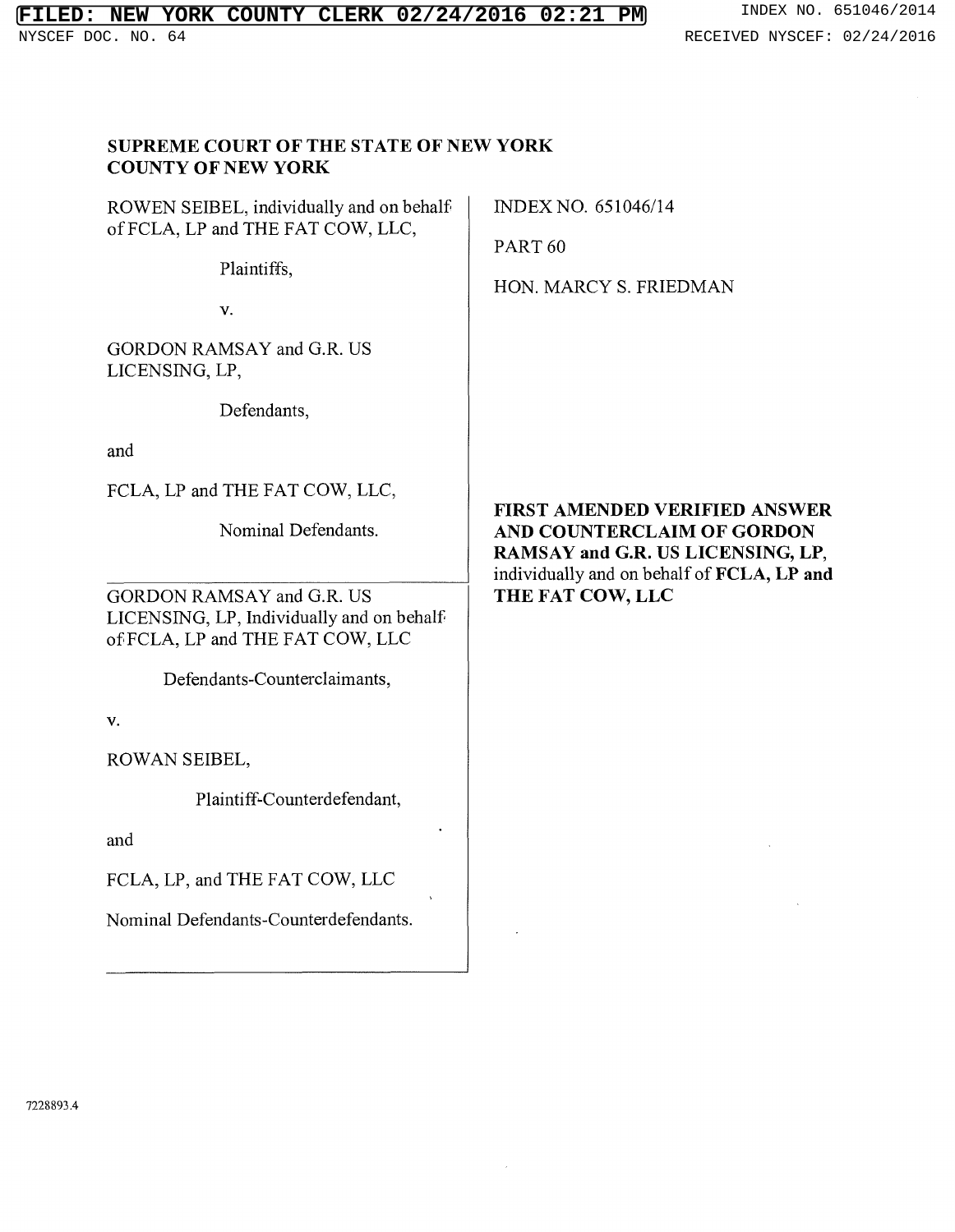FILED: NEW YORK COUNTY CLERK 02/24/2016 02:21 PM

INDEX NO. 651046/2014

NYSCEF DOC. NO. 64

RECEIVED NYSCEF: 02/24/2016

**SUPREME COURT OF THE STATE OF NEW YORK**
**COUNTY OF NEW YORK**

ROWEN SEIBEL, individually and on behalf of FCLA, LP and THE FAT COW, LLC,

Plaintiffs,

v.

GORDON RAMSAY and G.R. US LICENSING, LP,

Defendants,

and

FCLA, LP and THE FAT COW, LLC,

Nominal Defendants.

GORDON RAMSAY and G.R. US LICENSING, LP, Individually and on behalf of FCLA, LP and THE FAT COW, LLC

Defendants-Counterclaimants,

v.

ROWAN SEIBEL,

Plaintiff-Counterdefendant,

and

FCLA, LP, and THE FAT COW, LLC

Nominal Defendants-Counterdefendants.

INDEX NO. 651046/14

PART 60

HON. MARCY S. FRIEDMAN

**FIRST AMENDED VERIFIED ANSWER AND COUNTERCLAIM OF GORDON RAMSAY and G.R. US LICENSING, LP,** individually and on behalf of **FCLA, LP and THE FAT COW, LLC**

7228893.4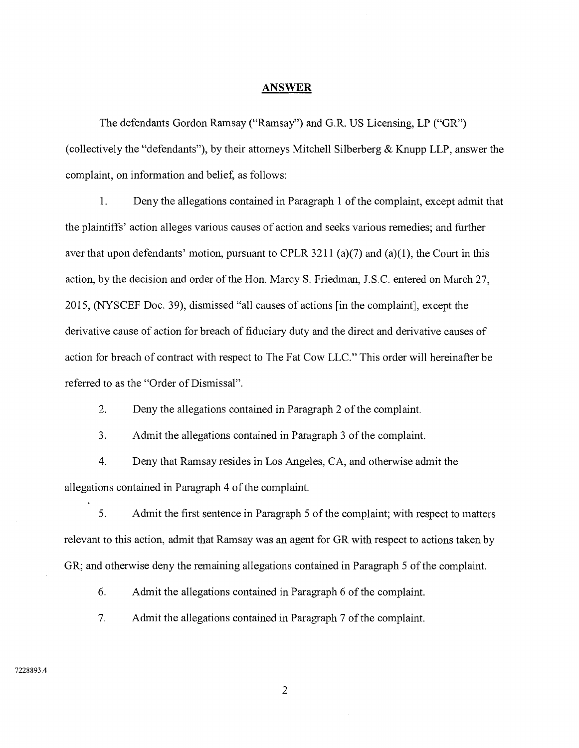## ANSWER

The defendants Gordon Ramsay ("Ramsay") and G.R. US Licensing, LP ("GR") (collectively the "defendants"), by their attorneys Mitchell Silberberg & Knupp LLP, answer the complaint, on information and belief, as follows:

1. Deny the allegations contained in Paragraph 1 of the complaint, except admit that the plaintiffs' action alleges various causes of action and seeks various remedies; and further aver that upon defendants' motion, pursuant to CPLR 3211 (a)(7) and (a)(1), the Court in this action, by the decision and order of the Hon. Marcy S. Friedman, J.S.C. entered on March 27, 2015, (NYSCEF Doc. 39), dismissed "all causes of actions [in the complaint], except the derivative cause of action for breach of fiduciary duty and the direct and derivative causes of action for breach of contract with respect to The Fat Cow LLC." This order will hereinafter be referred to as the "Order of Dismissal".

2. Deny the allegations contained in Paragraph 2 of the complaint.

3. Admit the allegations contained in Paragraph 3 of the complaint.

4. Deny that Ramsay resides in Los Angeles, CA, and otherwise admit the allegations contained in Paragraph 4 of the complaint.

5. Admit the first sentence in Paragraph 5 of the complaint; with respect to matters relevant to this action, admit that Ramsay was an agent for GR with respect to actions taken by GR; and otherwise deny the remaining allegations contained in Paragraph 5 of the complaint.

6. Admit the allegations contained in Paragraph 6 of the complaint.

7. Admit the allegations contained in Paragraph 7 of the complaint.

7228893.4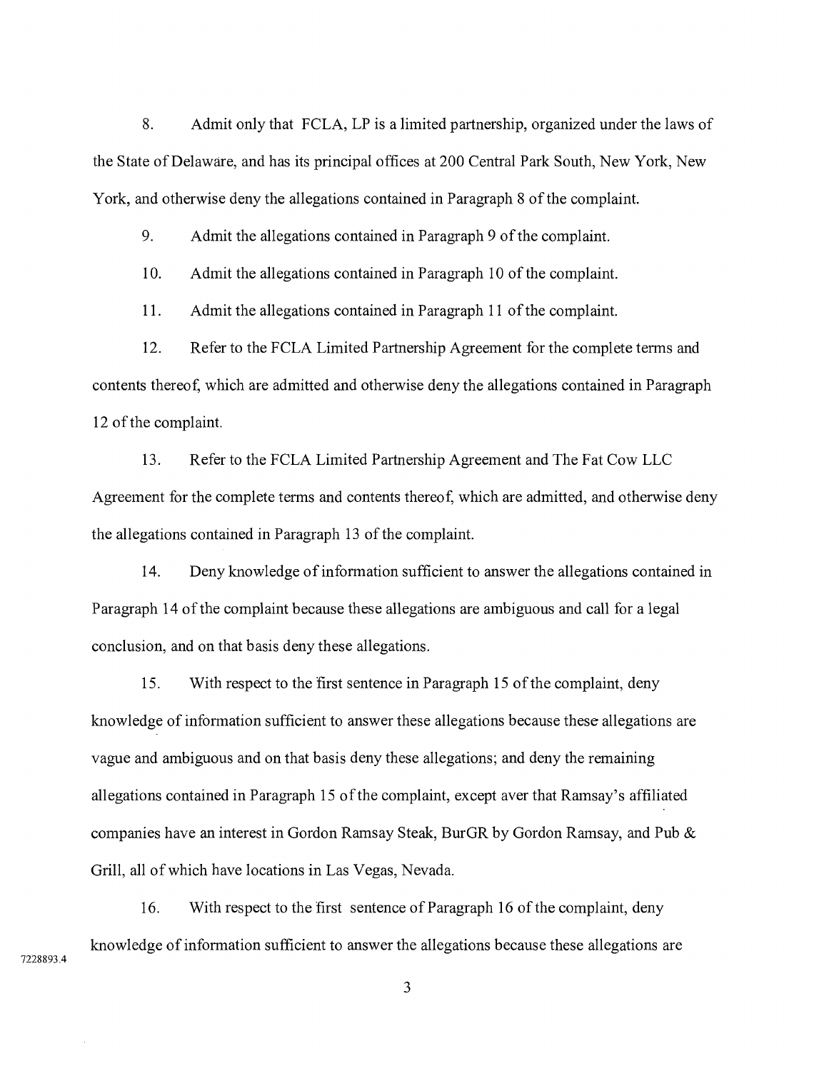8. Admit only that FCLA, LP is a limited partnership, organized under the laws of the State of Delaware, and has its principal offices at 200 Central Park South, New York, New York, and otherwise deny the allegations contained in Paragraph 8 of the complaint.

9. Admit the allegations contained in Paragraph 9 of the complaint.

10. Admit the allegations contained in Paragraph 10 of the complaint.

11. Admit the allegations contained in Paragraph 11 of the complaint.

12. Refer to the FCLA Limited Partnership Agreement for the complete terms and contents thereof, which are admitted and otherwise deny the allegations contained in Paragraph 12 of the complaint.

13. Refer to the FCLA Limited Partnership Agreement and The Fat Cow LLC Agreement for the complete terms and contents thereof, which are admitted, and otherwise deny the allegations contained in Paragraph 13 of the complaint.

14. Deny knowledge of information sufficient to answer the allegations contained in Paragraph 14 of the complaint because these allegations are ambiguous and call for a legal conclusion, and on that basis deny these allegations.

15. With respect to the first sentence in Paragraph 15 of the complaint, deny knowledge of information sufficient to answer these allegations because these allegations are vague and ambiguous and on that basis deny these allegations; and deny the remaining allegations contained in Paragraph 15 of the complaint, except aver that Ramsay's affiliated companies have an interest in Gordon Ramsay Steak, BurGR by Gordon Ramsay, and Pub & Grill, all of which have locations in Las Vegas, Nevada.

16. With respect to the first sentence of Paragraph 16 of the complaint, deny knowledge of information sufficient to answer the allegations because these allegations are

7228893.4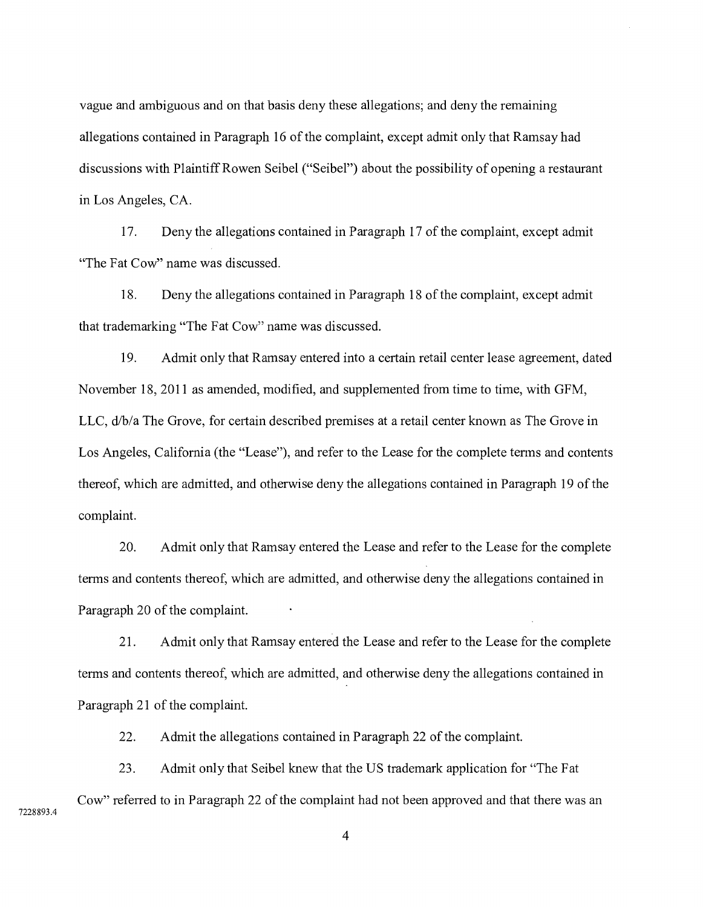vague and ambiguous and on that basis deny these allegations; and deny the remaining allegations contained in Paragraph 16 of the complaint, except admit only that Ramsay had discussions with Plaintiff Rowen Seibel ("Seibel") about the possibility of opening a restaurant in Los Angeles, CA.

17. Deny the allegations contained in Paragraph 17 of the complaint, except admit "The Fat Cow" name was discussed.

18. Deny the allegations contained in Paragraph 18 of the complaint, except admit that trademarking "The Fat Cow" name was discussed.

19. Admit only that Ramsay entered into a certain retail center lease agreement, dated November 18, 2011 as amended, modified, and supplemented from time to time, with GFM, LLC, d/b/a The Grove, for certain described premises at a retail center known as The Grove in Los Angeles, California (the "Lease"), and refer to the Lease for the complete terms and contents thereof, which are admitted, and otherwise deny the allegations contained in Paragraph 19 of the complaint.

20. Admit only that Ramsay entered the Lease and refer to the Lease for the complete terms and contents thereof, which are admitted, and otherwise deny the allegations contained in Paragraph 20 of the complaint.

21. Admit only that Ramsay entered the Lease and refer to the Lease for the complete terms and contents thereof, which are admitted, and otherwise deny the allegations contained in Paragraph 21 of the complaint.

22. Admit the allegations contained in Paragraph 22 of the complaint.

23. Admit only that Seibel knew that the US trademark application for "The Fat Cow" referred to in Paragraph 22 of the complaint had not been approved and that there was an

7228893.4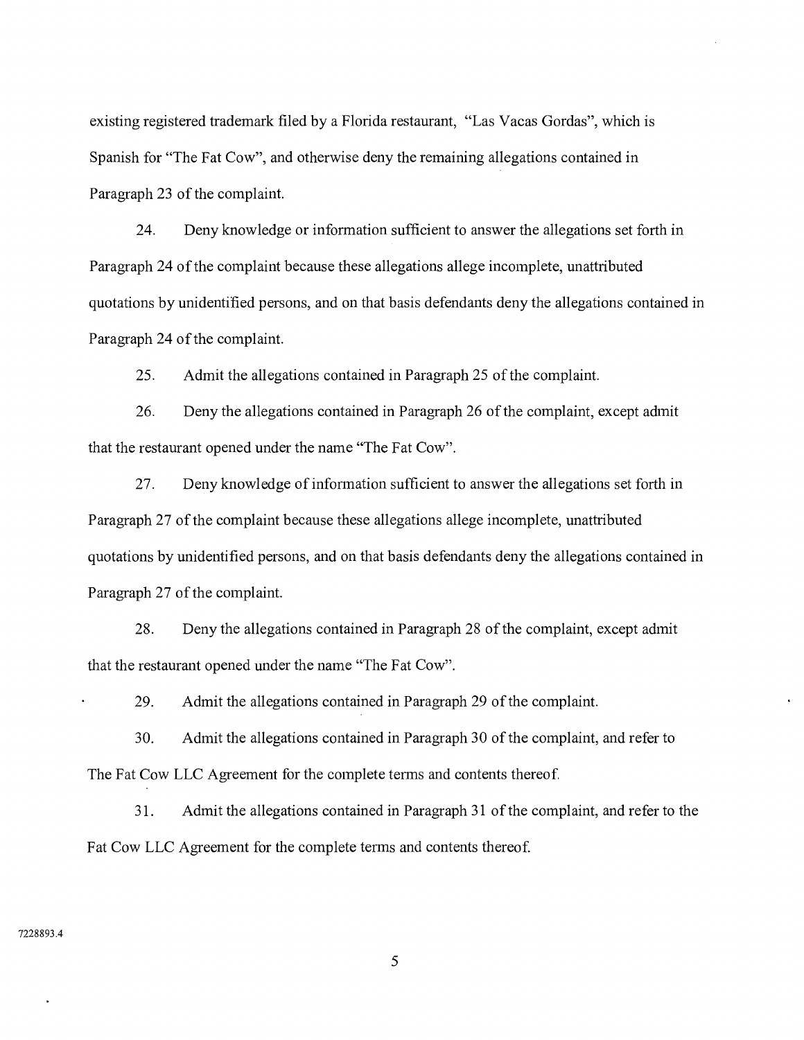existing registered trademark filed by a Florida restaurant, "Las Vacas Gordas", which is Spanish for "The Fat Cow", and otherwise deny the remaining allegations contained in Paragraph 23 of the complaint.

24. Deny knowledge or information sufficient to answer the allegations set forth in Paragraph 24 of the complaint because these allegations allege incomplete, unattributed quotations by unidentified persons, and on that basis defendants deny the allegations contained in Paragraph 24 of the complaint.

25. Admit the allegations contained in Paragraph 25 of the complaint.

26. Deny the allegations contained in Paragraph 26 of the complaint, except admit that the restaurant opened under the name "The Fat Cow".

27. Deny knowledge of information sufficient to answer the allegations set forth in Paragraph 27 of the complaint because these allegations allege incomplete, unattributed quotations by unidentified persons, and on that basis defendants deny the allegations contained in Paragraph 27 of the complaint.

28. Deny the allegations contained in Paragraph 28 of the complaint, except admit that the restaurant opened under the name "The Fat Cow".

29. Admit the allegations contained in Paragraph 29 of the complaint.

30. Admit the allegations contained in Paragraph 30 of the complaint, and refer to The Fat Cow LLC Agreement for the complete terms and contents thereof.

31. Admit the allegations contained in Paragraph 31 of the complaint, and refer to the Fat Cow LLC Agreement for the complete terms and contents thereof.

7228893.4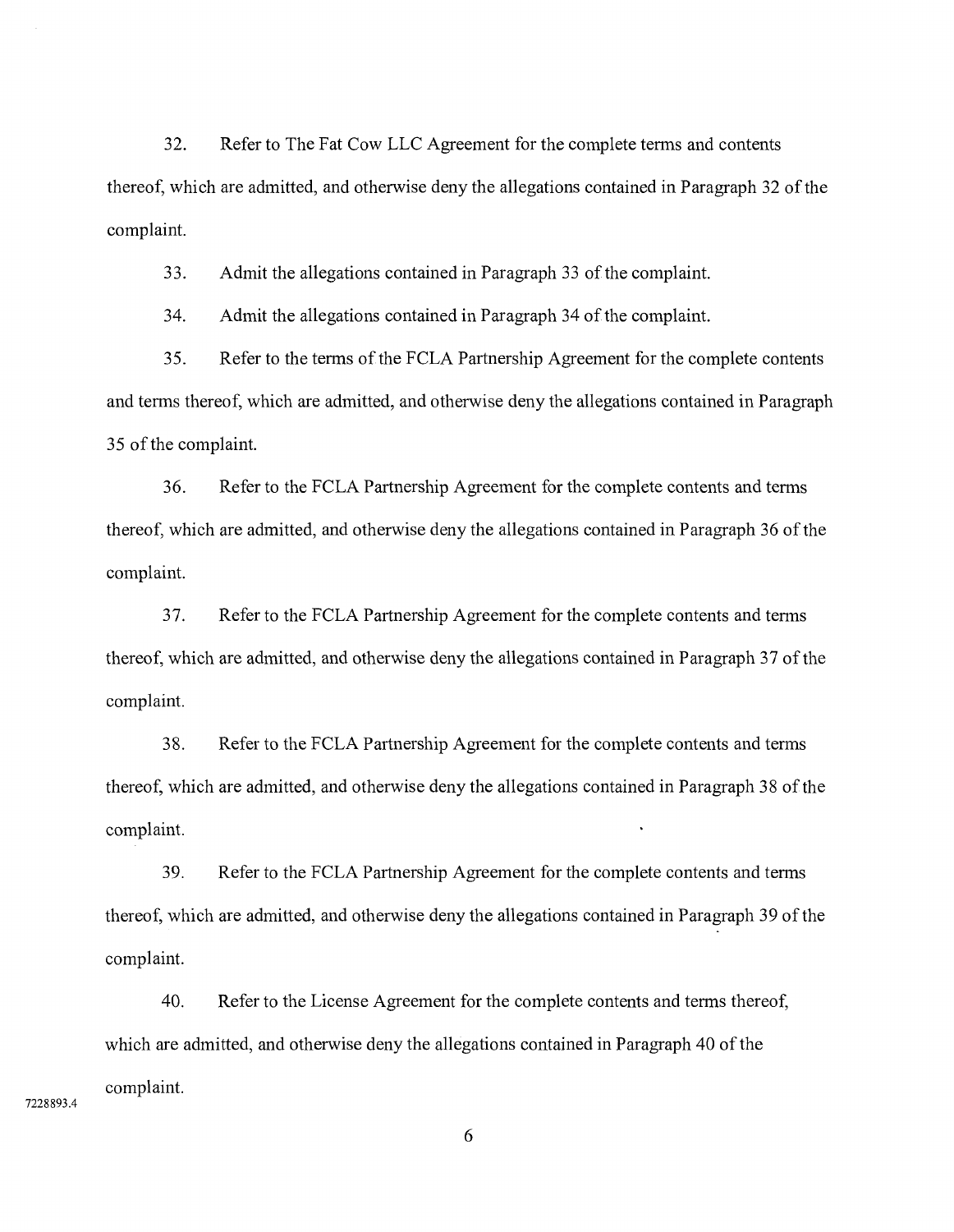32. Refer to The Fat Cow LLC Agreement for the complete terms and contents thereof, which are admitted, and otherwise deny the allegations contained in Paragraph 32 of the complaint.

33. Admit the allegations contained in Paragraph 33 of the complaint.

34. Admit the allegations contained in Paragraph 34 of the complaint.

35. Refer to the terms of the FCLA Partnership Agreement for the complete contents and terms thereof, which are admitted, and otherwise deny the allegations contained in Paragraph 35 of the complaint.

36. Refer to the FCLA Partnership Agreement for the complete contents and terms thereof, which are admitted, and otherwise deny the allegations contained in Paragraph 36 of the complaint.

37. Refer to the FCLA Partnership Agreement for the complete contents and terms thereof, which are admitted, and otherwise deny the allegations contained in Paragraph 37 of the complaint.

38. Refer to the FCLA Partnership Agreement for the complete contents and terms thereof, which are admitted, and otherwise deny the allegations contained in Paragraph 38 of the complaint.

39. Refer to the FCLA Partnership Agreement for the complete contents and terms thereof, which are admitted, and otherwise deny the allegations contained in Paragraph 39 of the complaint.

40. Refer to the License Agreement for the complete contents and terms thereof, which are admitted, and otherwise deny the allegations contained in Paragraph 40 of the complaint.

7228893.4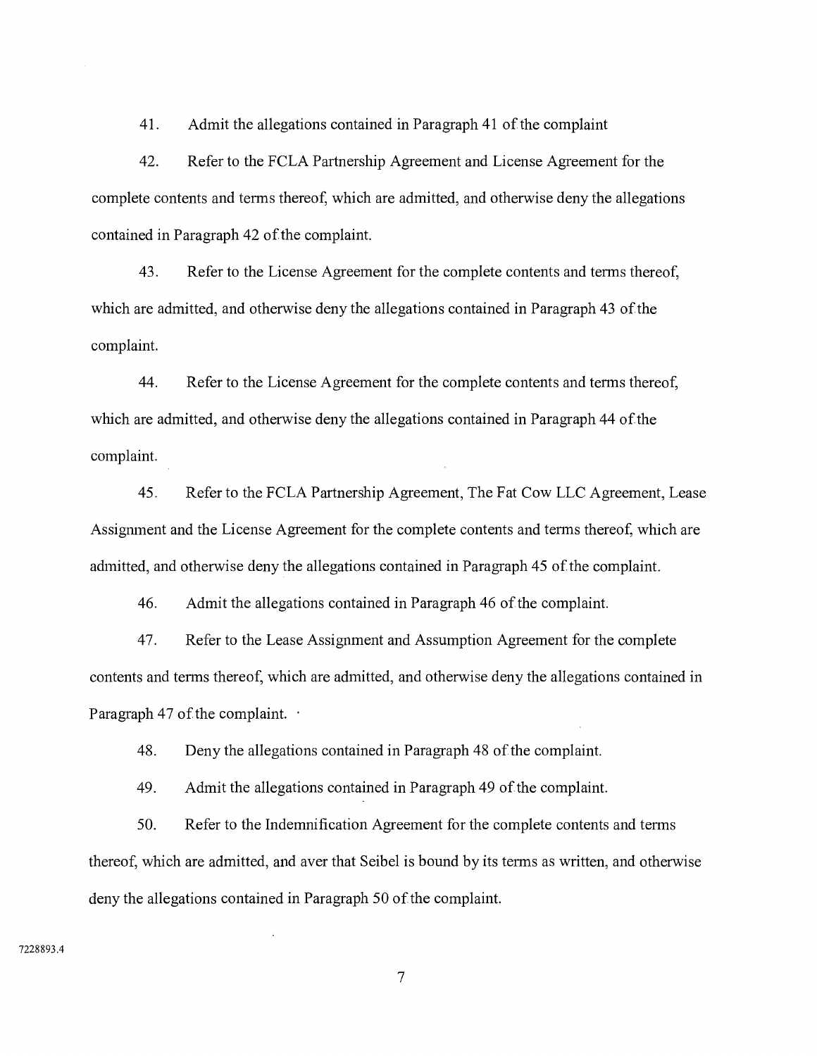41. Admit the allegations contained in Paragraph 41 of the complaint

42. Refer to the FCLA Partnership Agreement and License Agreement for the complete contents and terms thereof, which are admitted, and otherwise deny the allegations contained in Paragraph 42 of the complaint.

43. Refer to the License Agreement for the complete contents and terms thereof, which are admitted, and otherwise deny the allegations contained in Paragraph 43 of the complaint.

44. Refer to the License Agreement for the complete contents and terms thereof, which are admitted, and otherwise deny the allegations contained in Paragraph 44 of the complaint.

45. Refer to the FCLA Partnership Agreement, The Fat Cow LLC Agreement, Lease Assignment and the License Agreement for the complete contents and terms thereof, which are admitted, and otherwise deny the allegations contained in Paragraph 45 of the complaint.

46. Admit the allegations contained in Paragraph 46 of the complaint.

47. Refer to the Lease Assignment and Assumption Agreement for the complete contents and terms thereof, which are admitted, and otherwise deny the allegations contained in Paragraph 47 of the complaint.

48. Deny the allegations contained in Paragraph 48 of the complaint.

49. Admit the allegations contained in Paragraph 49 of the complaint.

50. Refer to the Indemnification Agreement for the complete contents and terms thereof, which are admitted, and aver that Seibel is bound by its terms as written, and otherwise deny the allegations contained in Paragraph 50 of the complaint.

7228893.4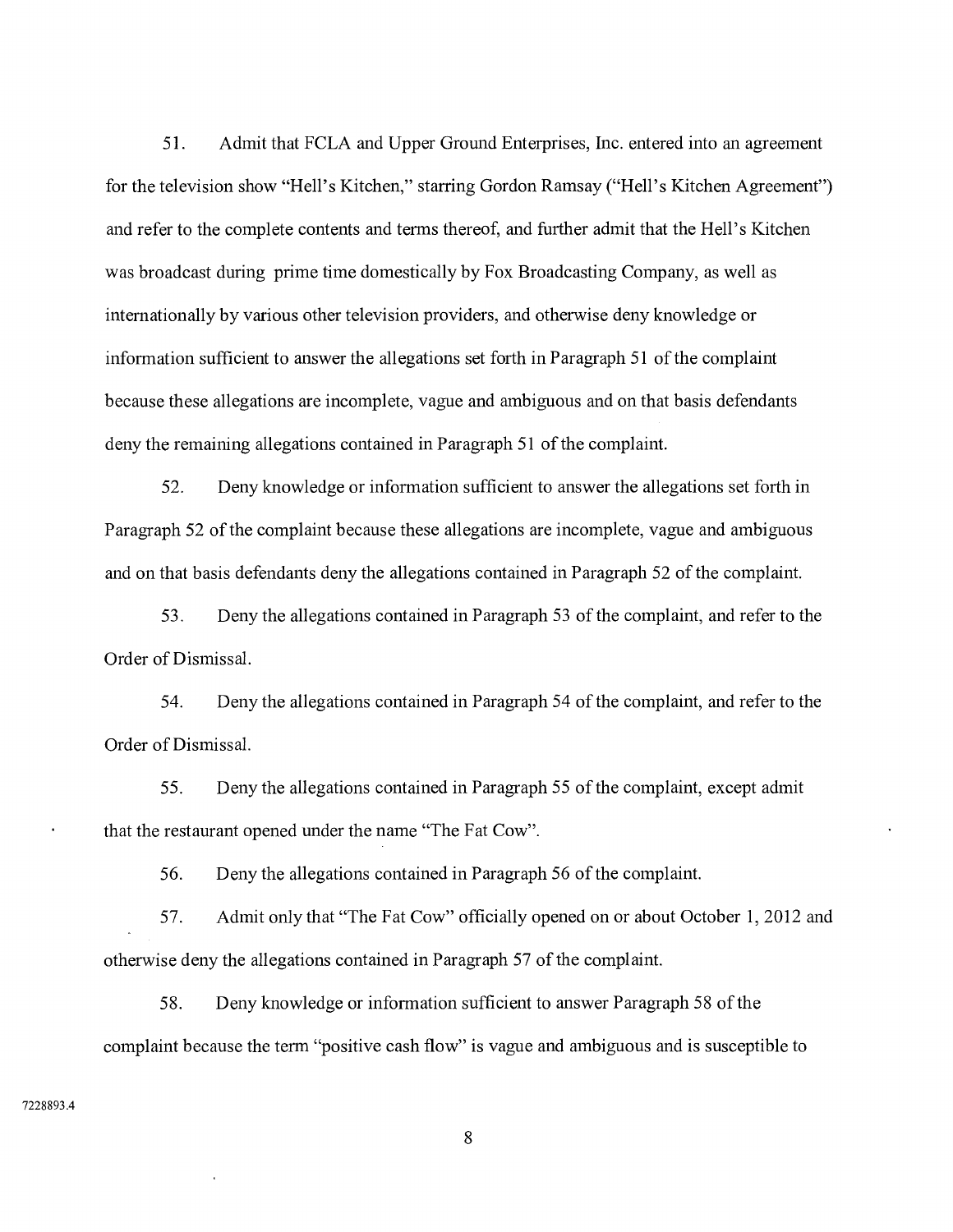51. Admit that FCLA and Upper Ground Enterprises, Inc. entered into an agreement for the television show "Hell's Kitchen," starring Gordon Ramsay ("Hell's Kitchen Agreement") and refer to the complete contents and terms thereof, and further admit that the Hell's Kitchen was broadcast during prime time domestically by Fox Broadcasting Company, as well as internationally by various other television providers, and otherwise deny knowledge or information sufficient to answer the allegations set forth in Paragraph 51 of the complaint because these allegations are incomplete, vague and ambiguous and on that basis defendants deny the remaining allegations contained in Paragraph 51 of the complaint.

52. Deny knowledge or information sufficient to answer the allegations set forth in Paragraph 52 of the complaint because these allegations are incomplete, vague and ambiguous and on that basis defendants deny the allegations contained in Paragraph 52 of the complaint.

53. Deny the allegations contained in Paragraph 53 of the complaint, and refer to the Order of Dismissal.

54. Deny the allegations contained in Paragraph 54 of the complaint, and refer to the Order of Dismissal.

55. Deny the allegations contained in Paragraph 55 of the complaint, except admit that the restaurant opened under the name "The Fat Cow".

56. Deny the allegations contained in Paragraph 56 of the complaint.

57. Admit only that "The Fat Cow" officially opened on or about October 1, 2012 and otherwise deny the allegations contained in Paragraph 57 of the complaint.

58. Deny knowledge or information sufficient to answer Paragraph 58 of the complaint because the term "positive cash flow" is vague and ambiguous and is susceptible to

7228893.4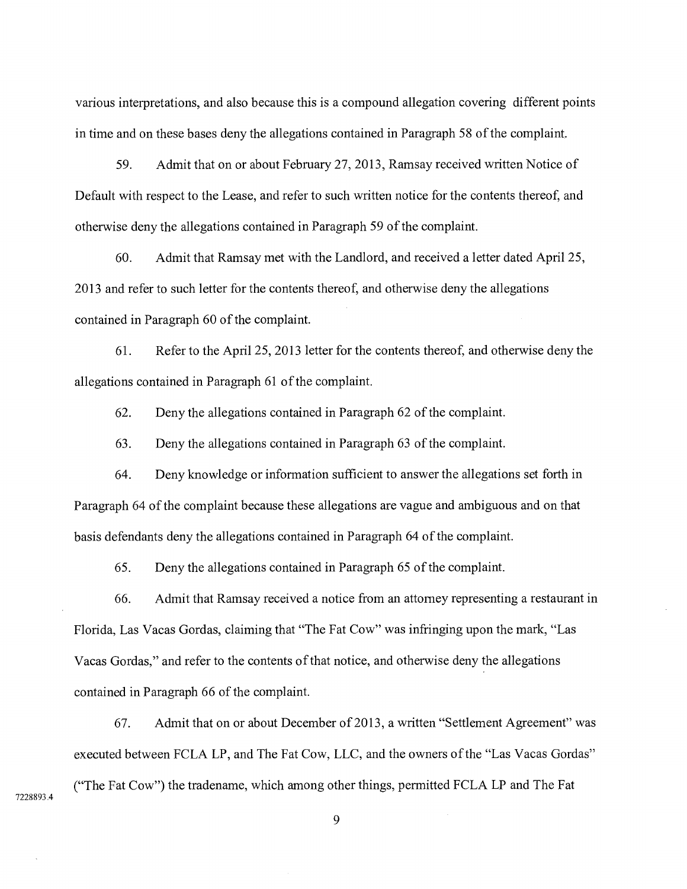various interpretations, and also because this is a compound allegation covering different points in time and on these bases deny the allegations contained in Paragraph 58 of the complaint.

59. Admit that on or about February 27, 2013, Ramsay received written Notice of Default with respect to the Lease, and refer to such written notice for the contents thereof, and otherwise deny the allegations contained in Paragraph 59 of the complaint.

60. Admit that Ramsay met with the Landlord, and received a letter dated April 25, 2013 and refer to such letter for the contents thereof, and otherwise deny the allegations contained in Paragraph 60 of the complaint.

61. Refer to the April 25, 2013 letter for the contents thereof, and otherwise deny the allegations contained in Paragraph 61 of the complaint.

62. Deny the allegations contained in Paragraph 62 of the complaint.

63. Deny the allegations contained in Paragraph 63 of the complaint.

64. Deny knowledge or information sufficient to answer the allegations set forth in Paragraph 64 of the complaint because these allegations are vague and ambiguous and on that basis defendants deny the allegations contained in Paragraph 64 of the complaint.

65. Deny the allegations contained in Paragraph 65 of the complaint.

66. Admit that Ramsay received a notice from an attorney representing a restaurant in Florida, Las Vacas Gordas, claiming that "The Fat Cow" was infringing upon the mark, "Las Vacas Gordas," and refer to the contents of that notice, and otherwise deny the allegations contained in Paragraph 66 of the complaint.

67. Admit that on or about December of 2013, a written "Settlement Agreement" was executed between FCLA LP, and The Fat Cow, LLC, and the owners of the "Las Vacas Gordas" ("The Fat Cow") the tradename, which among other things, permitted FCLA LP and The Fat

7228893.4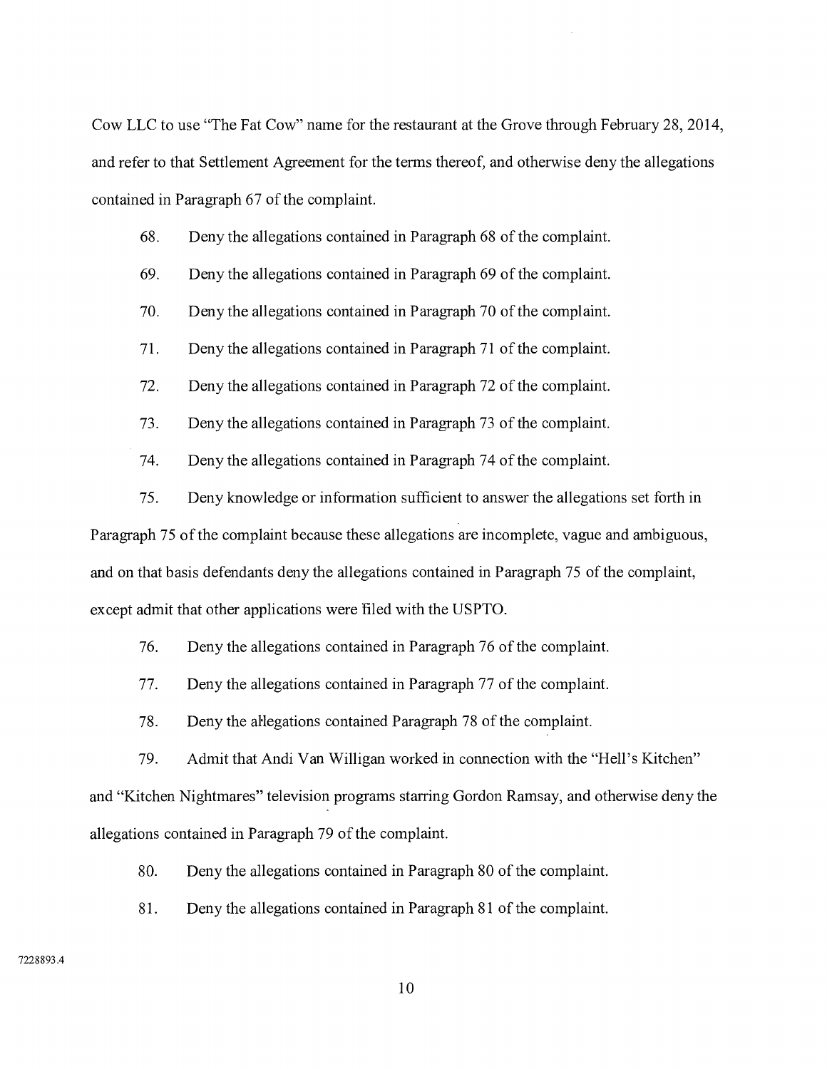Cow LLC to use "The Fat Cow" name for the restaurant at the Grove through February 28, 2014, and refer to that Settlement Agreement for the terms thereof, and otherwise deny the allegations contained in Paragraph 67 of the complaint.

68. Deny the allegations contained in Paragraph 68 of the complaint.

69. Deny the allegations contained in Paragraph 69 of the complaint.

70. Deny the allegations contained in Paragraph 70 of the complaint.

71. Deny the allegations contained in Paragraph 71 of the complaint.

72. Deny the allegations contained in Paragraph 72 of the complaint.

73. Deny the allegations contained in Paragraph 73 of the complaint.

74. Deny the allegations contained in Paragraph 74 of the complaint.

75. Deny knowledge or information sufficient to answer the allegations set forth in Paragraph 75 of the complaint because these allegations are incomplete, vague and ambiguous, and on that basis defendants deny the allegations contained in Paragraph 75 of the complaint, except admit that other applications were filed with the USPTO.

76. Deny the allegations contained in Paragraph 76 of the complaint.

77. Deny the allegations contained in Paragraph 77 of the complaint.

78. Deny the allegations contained Paragraph 78 of the complaint.

79. Admit that Andi Van Willigan worked in connection with the "Hell's Kitchen" and "Kitchen Nightmares" television programs starring Gordon Ramsay, and otherwise deny the allegations contained in Paragraph 79 of the complaint.

80. Deny the allegations contained in Paragraph 80 of the complaint.

81. Deny the allegations contained in Paragraph 81 of the complaint.

7228893.4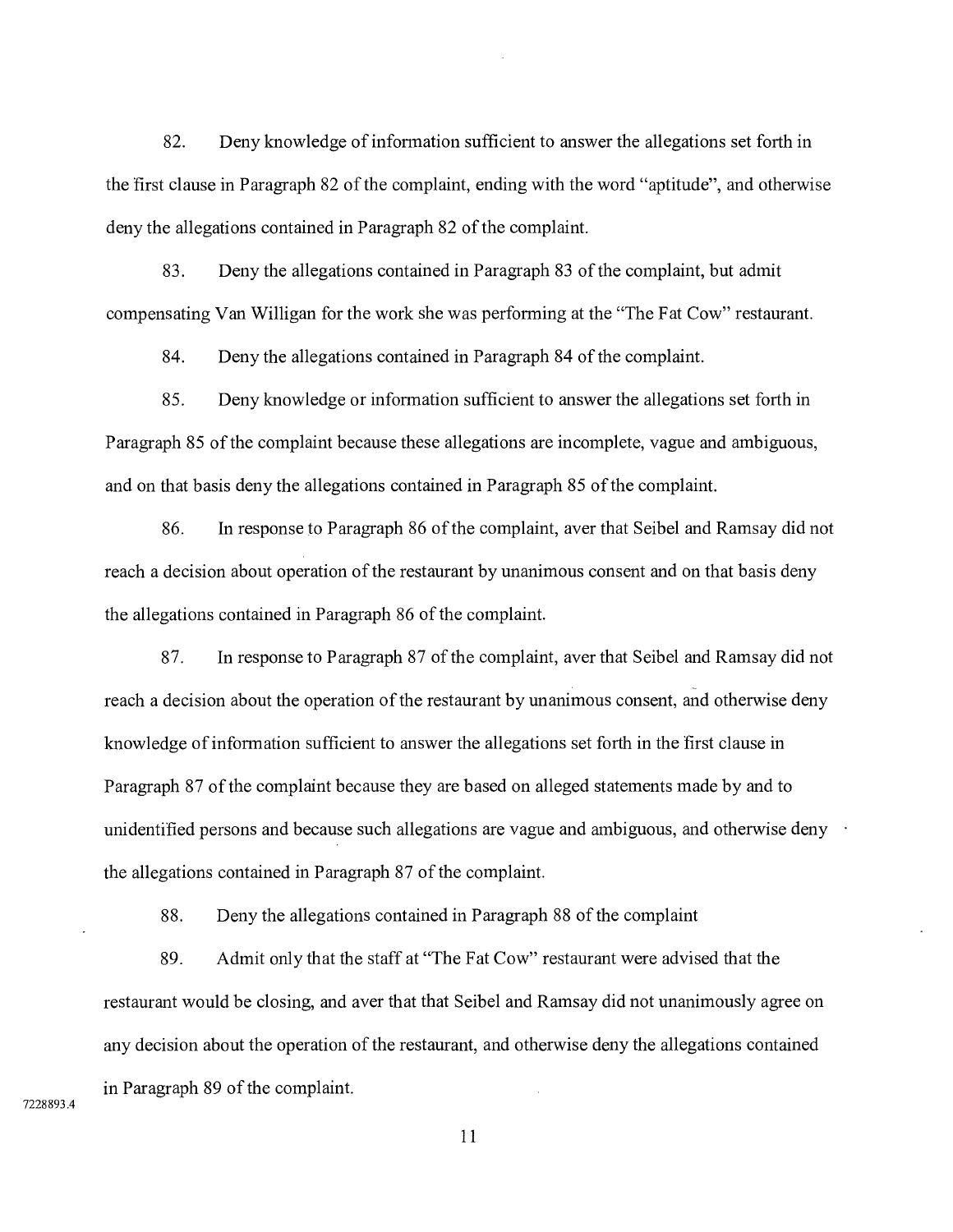82. Deny knowledge of information sufficient to answer the allegations set forth in the first clause in Paragraph 82 of the complaint, ending with the word "aptitude", and otherwise deny the allegations contained in Paragraph 82 of the complaint.

83. Deny the allegations contained in Paragraph 83 of the complaint, but admit compensating Van Willigan for the work she was performing at the "The Fat Cow" restaurant.

84. Deny the allegations contained in Paragraph 84 of the complaint.

85. Deny knowledge or information sufficient to answer the allegations set forth in Paragraph 85 of the complaint because these allegations are incomplete, vague and ambiguous, and on that basis deny the allegations contained in Paragraph 85 of the complaint.

86. In response to Paragraph 86 of the complaint, aver that Seibel and Ramsay did not reach a decision about operation of the restaurant by unanimous consent and on that basis deny the allegations contained in Paragraph 86 of the complaint.

87. In response to Paragraph 87 of the complaint, aver that Seibel and Ramsay did not reach a decision about the operation of the restaurant by unanimous consent, and otherwise deny knowledge of information sufficient to answer the allegations set forth in the first clause in Paragraph 87 of the complaint because they are based on alleged statements made by and to unidentified persons and because such allegations are vague and ambiguous, and otherwise deny the allegations contained in Paragraph 87 of the complaint.

88. Deny the allegations contained in Paragraph 88 of the complaint

89. Admit only that the staff at "The Fat Cow" restaurant were advised that the restaurant would be closing, and aver that that Seibel and Ramsay did not unanimously agree on any decision about the operation of the restaurant, and otherwise deny the allegations contained in Paragraph 89 of the complaint.

7228893.4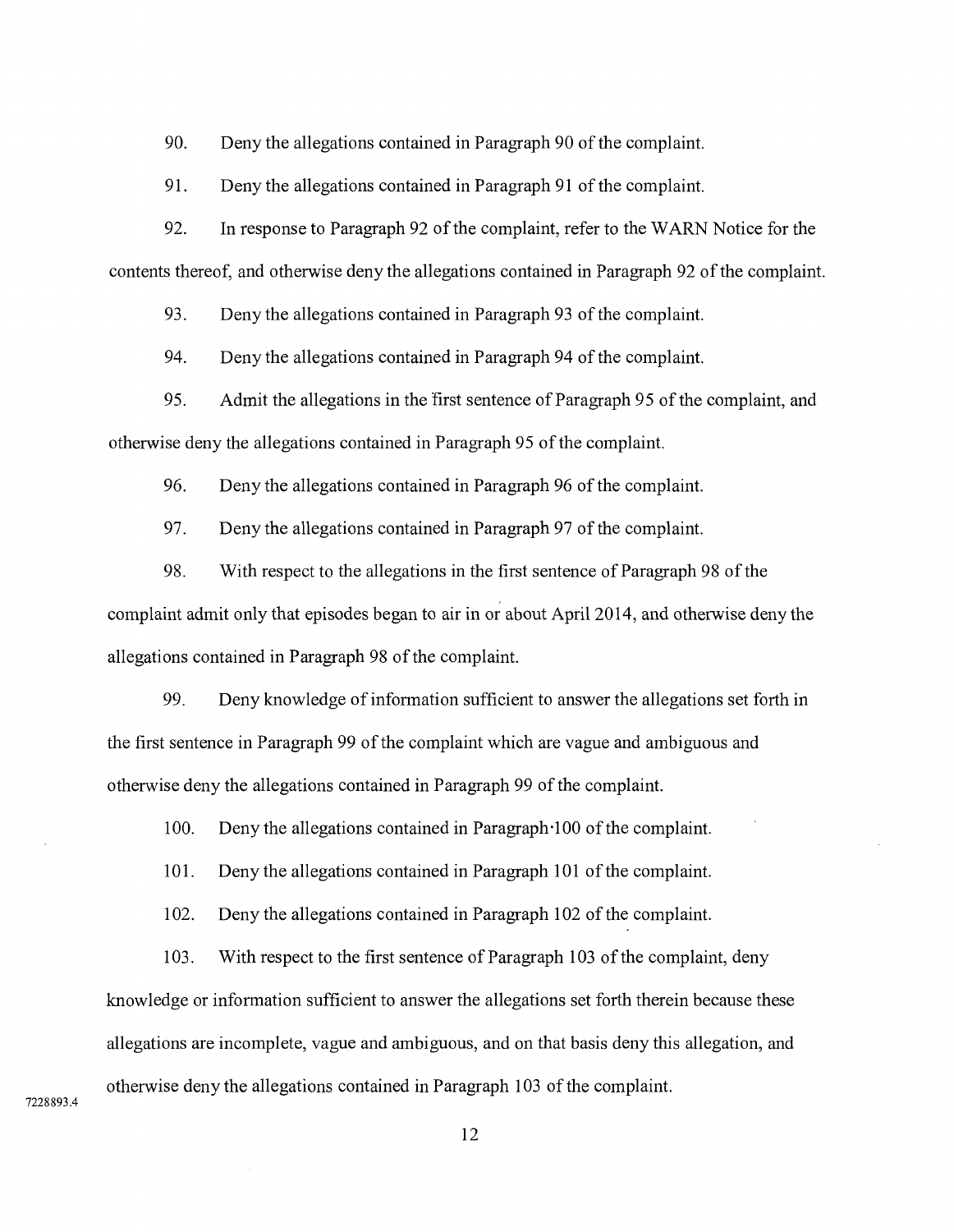90. Deny the allegations contained in Paragraph 90 of the complaint.

91. Deny the allegations contained in Paragraph 91 of the complaint.

92. In response to Paragraph 92 of the complaint, refer to the WARN Notice for the contents thereof, and otherwise deny the allegations contained in Paragraph 92 of the complaint.

93. Deny the allegations contained in Paragraph 93 of the complaint.

94. Deny the allegations contained in Paragraph 94 of the complaint.

95. Admit the allegations in the first sentence of Paragraph 95 of the complaint, and otherwise deny the allegations contained in Paragraph 95 of the complaint.

96. Deny the allegations contained in Paragraph 96 of the complaint.

97. Deny the allegations contained in Paragraph 97 of the complaint.

98. With respect to the allegations in the first sentence of Paragraph 98 of the complaint admit only that episodes began to air in or about April 2014, and otherwise deny the allegations contained in Paragraph 98 of the complaint.

99. Deny knowledge of information sufficient to answer the allegations set forth in the first sentence in Paragraph 99 of the complaint which are vague and ambiguous and otherwise deny the allegations contained in Paragraph 99 of the complaint.

100. Deny the allegations contained in Paragraph 100 of the complaint.

101. Deny the allegations contained in Paragraph 101 of the complaint.

102. Deny the allegations contained in Paragraph 102 of the complaint.

103. With respect to the first sentence of Paragraph 103 of the complaint, deny knowledge or information sufficient to answer the allegations set forth therein because these allegations are incomplete, vague and ambiguous, and on that basis deny this allegation, and otherwise deny the allegations contained in Paragraph 103 of the complaint.

7228893.4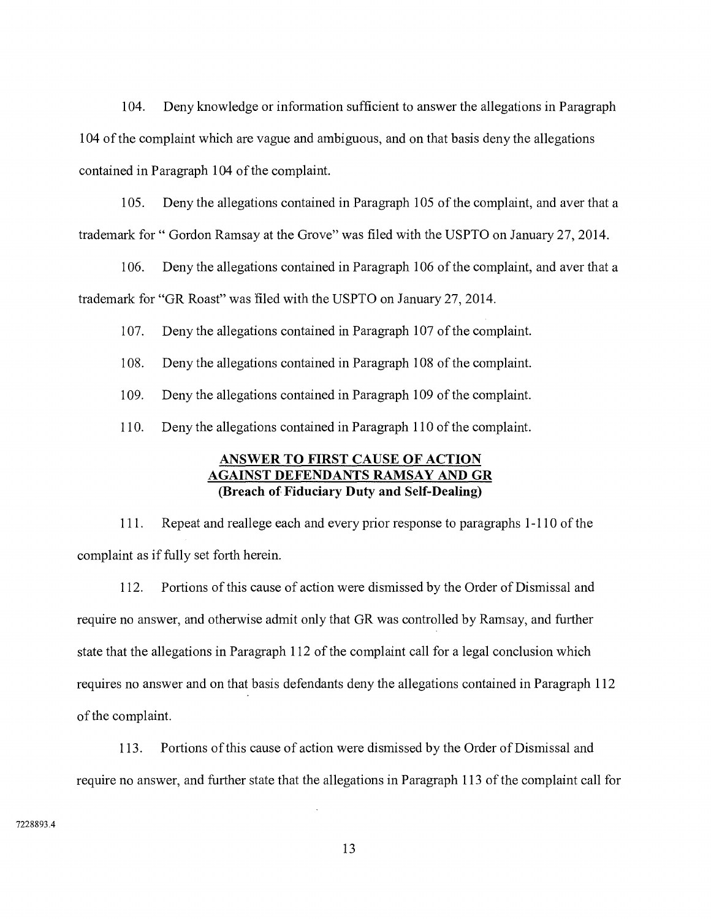104. Deny knowledge or information sufficient to answer the allegations in Paragraph 104 of the complaint which are vague and ambiguous, and on that basis deny the allegations contained in Paragraph 104 of the complaint.

105. Deny the allegations contained in Paragraph 105 of the complaint, and aver that a trademark for " Gordon Ramsay at the Grove" was filed with the USPTO on January 27, 2014.

106. Deny the allegations contained in Paragraph 106 of the complaint, and aver that a trademark for "GR Roast" was filed with the USPTO on January 27, 2014.

107. Deny the allegations contained in Paragraph 107 of the complaint.

108. Deny the allegations contained in Paragraph 108 of the complaint.

109. Deny the allegations contained in Paragraph 109 of the complaint.

110. Deny the allegations contained in Paragraph 110 of the complaint.

**ANSWER TO FIRST CAUSE OF ACTION AGAINST DEFENDANTS RAMSAY AND GR**
**(Breach of Fiduciary Duty and Self-Dealing)**

111. Repeat and reallege each and every prior response to paragraphs 1-110 of the complaint as if fully set forth herein.

112. Portions of this cause of action were dismissed by the Order of Dismissal and require no answer, and otherwise admit only that GR was controlled by Ramsay, and further state that the allegations in Paragraph 112 of the complaint call for a legal conclusion which requires no answer and on that basis defendants deny the allegations contained in Paragraph 112 of the complaint.

113. Portions of this cause of action were dismissed by the Order of Dismissal and require no answer, and further state that the allegations in Paragraph 113 of the complaint call for

7228893.4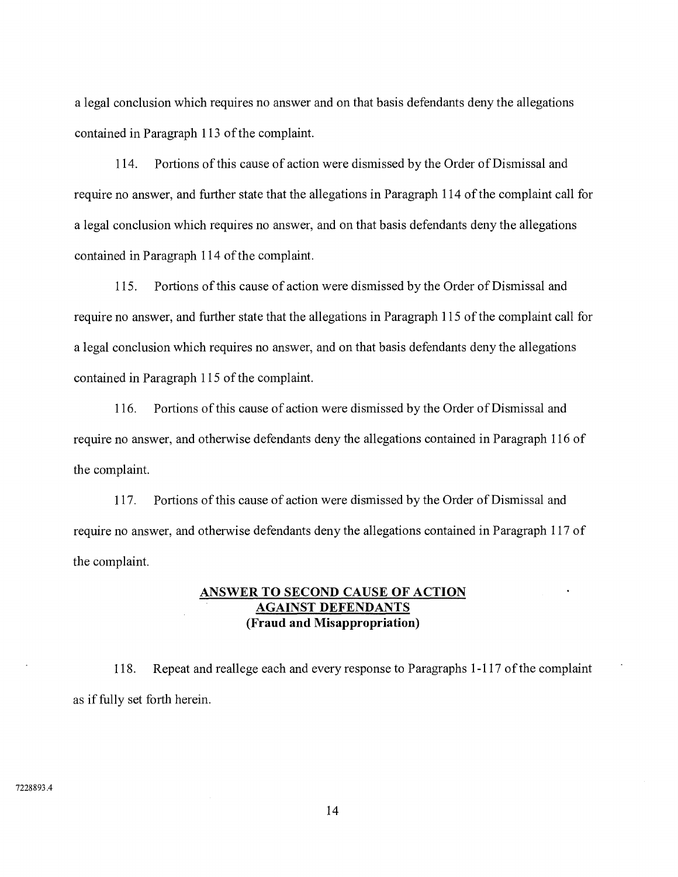a legal conclusion which requires no answer and on that basis defendants deny the allegations contained in Paragraph 113 of the complaint.

114. Portions of this cause of action were dismissed by the Order of Dismissal and require no answer, and further state that the allegations in Paragraph 114 of the complaint call for a legal conclusion which requires no answer, and on that basis defendants deny the allegations contained in Paragraph 114 of the complaint.

115. Portions of this cause of action were dismissed by the Order of Dismissal and require no answer, and further state that the allegations in Paragraph 115 of the complaint call for a legal conclusion which requires no answer, and on that basis defendants deny the allegations contained in Paragraph 115 of the complaint.

116. Portions of this cause of action were dismissed by the Order of Dismissal and require no answer, and otherwise defendants deny the allegations contained in Paragraph 116 of the complaint.

117. Portions of this cause of action were dismissed by the Order of Dismissal and require no answer, and otherwise defendants deny the allegations contained in Paragraph 117 of the complaint.

## ANSWER TO SECOND CAUSE OF ACTION AGAINST DEFENDANTS
### (Fraud and Misappropriation)

118. Repeat and reallege each and every response to Paragraphs 1-117 of the complaint as if fully set forth herein.

7228893.4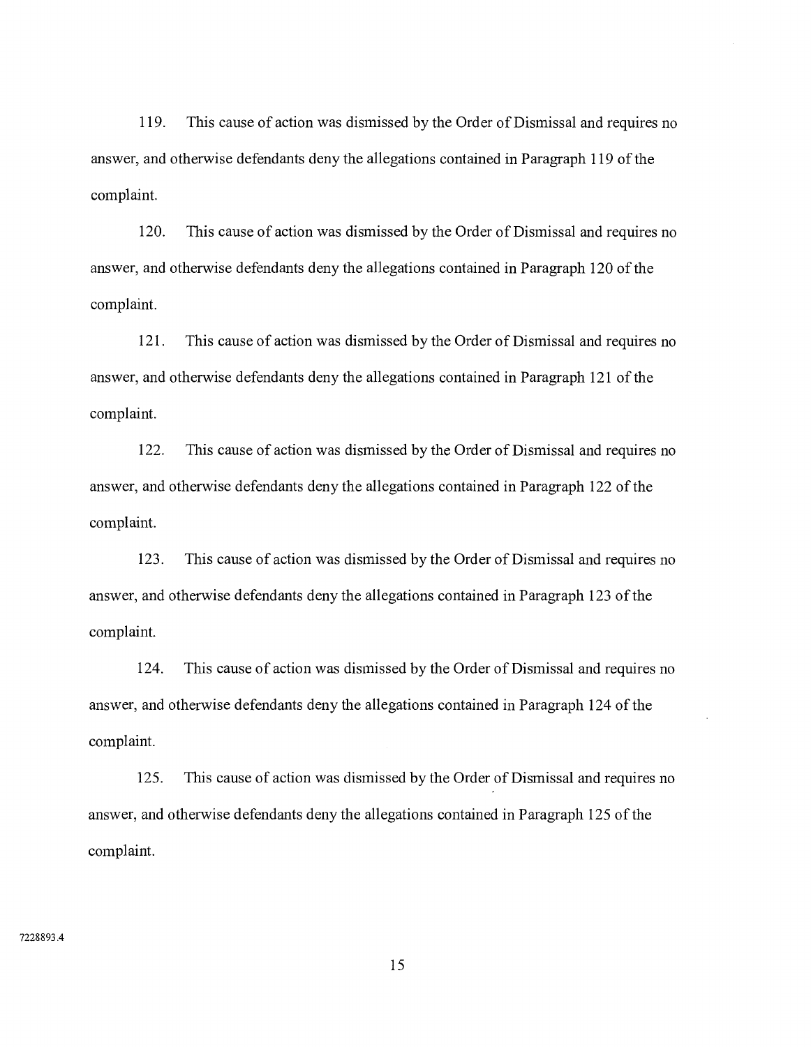119. This cause of action was dismissed by the Order of Dismissal and requires no answer, and otherwise defendants deny the allegations contained in Paragraph 119 of the complaint.

120. This cause of action was dismissed by the Order of Dismissal and requires no answer, and otherwise defendants deny the allegations contained in Paragraph 120 of the complaint.

121. This cause of action was dismissed by the Order of Dismissal and requires no answer, and otherwise defendants deny the allegations contained in Paragraph 121 of the complaint.

122. This cause of action was dismissed by the Order of Dismissal and requires no answer, and otherwise defendants deny the allegations contained in Paragraph 122 of the complaint.

123. This cause of action was dismissed by the Order of Dismissal and requires no answer, and otherwise defendants deny the allegations contained in Paragraph 123 of the complaint.

124. This cause of action was dismissed by the Order of Dismissal and requires no answer, and otherwise defendants deny the allegations contained in Paragraph 124 of the complaint.

125. This cause of action was dismissed by the Order of Dismissal and requires no answer, and otherwise defendants deny the allegations contained in Paragraph 125 of the complaint.

7228893.4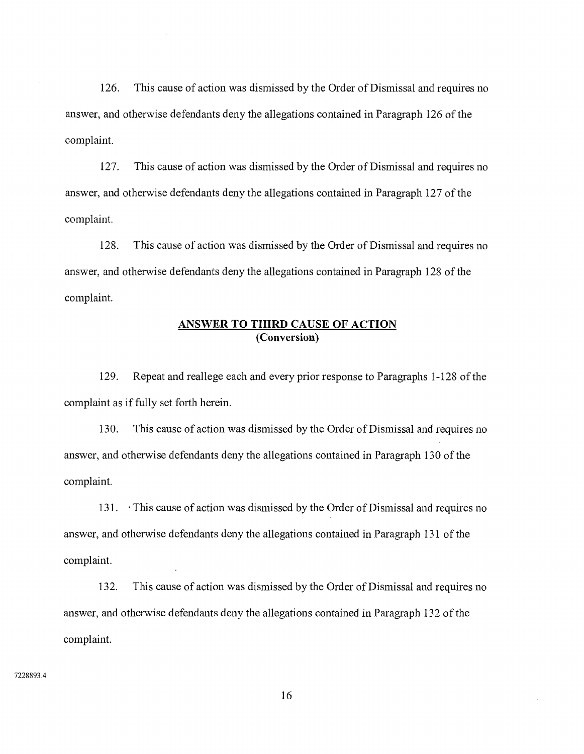126. This cause of action was dismissed by the Order of Dismissal and requires no answer, and otherwise defendants deny the allegations contained in Paragraph 126 of the complaint.

127. This cause of action was dismissed by the Order of Dismissal and requires no answer, and otherwise defendants deny the allegations contained in Paragraph 127 of the complaint.

128. This cause of action was dismissed by the Order of Dismissal and requires no answer, and otherwise defendants deny the allegations contained in Paragraph 128 of the complaint.

## ANSWER TO THIRD CAUSE OF ACTION
**(Conversion)**

129. Repeat and reallege each and every prior response to Paragraphs 1-128 of the complaint as if fully set forth herein.

130. This cause of action was dismissed by the Order of Dismissal and requires no answer, and otherwise defendants deny the allegations contained in Paragraph 130 of the complaint.

131. This cause of action was dismissed by the Order of Dismissal and requires no answer, and otherwise defendants deny the allegations contained in Paragraph 131 of the complaint.

132. This cause of action was dismissed by the Order of Dismissal and requires no answer, and otherwise defendants deny the allegations contained in Paragraph 132 of the complaint.

7228893.4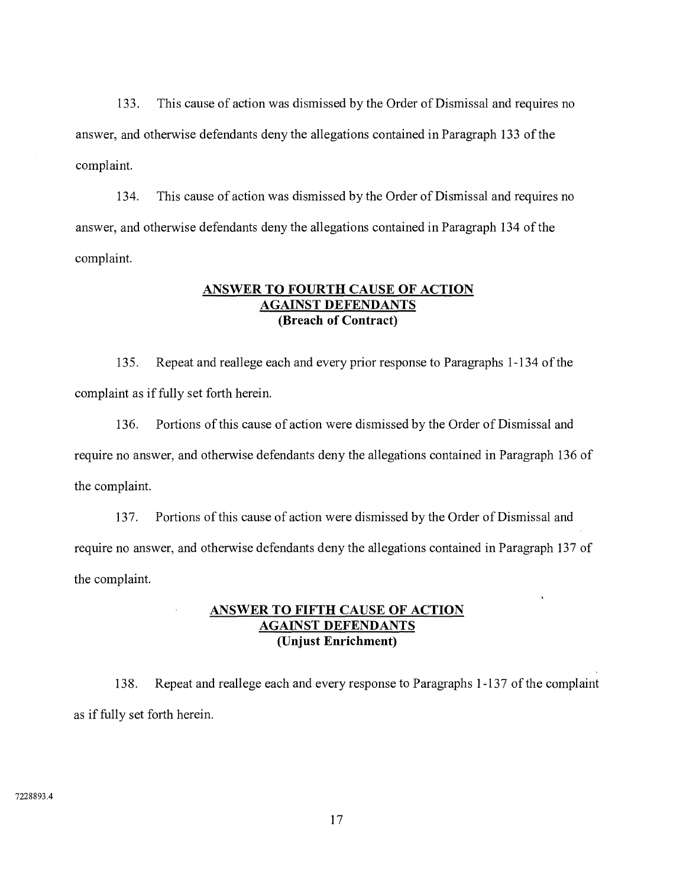133. This cause of action was dismissed by the Order of Dismissal and requires no answer, and otherwise defendants deny the allegations contained in Paragraph 133 of the complaint.

134. This cause of action was dismissed by the Order of Dismissal and requires no answer, and otherwise defendants deny the allegations contained in Paragraph 134 of the complaint.

**ANSWER TO FOURTH CAUSE OF ACTION AGAINST DEFENDANTS (Breach of Contract)**

135. Repeat and reallege each and every prior response to Paragraphs 1-134 of the complaint as if fully set forth herein.

136. Portions of this cause of action were dismissed by the Order of Dismissal and require no answer, and otherwise defendants deny the allegations contained in Paragraph 136 of the complaint.

137. Portions of this cause of action were dismissed by the Order of Dismissal and require no answer, and otherwise defendants deny the allegations contained in Paragraph 137 of the complaint.

**ANSWER TO FIFTH CAUSE OF ACTION AGAINST DEFENDANTS (Unjust Enrichment)**

138. Repeat and reallege each and every response to Paragraphs 1-137 of the complaint as if fully set forth herein.

7228893.4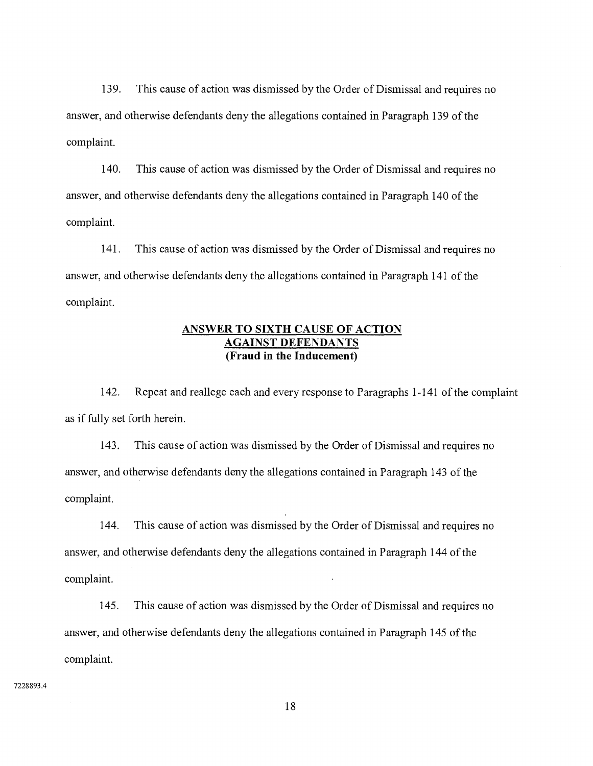139. This cause of action was dismissed by the Order of Dismissal and requires no answer, and otherwise defendants deny the allegations contained in Paragraph 139 of the complaint.

140. This cause of action was dismissed by the Order of Dismissal and requires no answer, and otherwise defendants deny the allegations contained in Paragraph 140 of the complaint.

141. This cause of action was dismissed by the Order of Dismissal and requires no answer, and otherwise defendants deny the allegations contained in Paragraph 141 of the complaint.

## ANSWER TO SIXTH CAUSE OF ACTION AGAINST DEFENDANTS (Fraud in the Inducement)

142. Repeat and reallege each and every response to Paragraphs 1-141 of the complaint as if fully set forth herein.

143. This cause of action was dismissed by the Order of Dismissal and requires no answer, and otherwise defendants deny the allegations contained in Paragraph 143 of the complaint.

144. This cause of action was dismissed by the Order of Dismissal and requires no answer, and otherwise defendants deny the allegations contained in Paragraph 144 of the complaint.

145. This cause of action was dismissed by the Order of Dismissal and requires no answer, and otherwise defendants deny the allegations contained in Paragraph 145 of the complaint.

7228893.4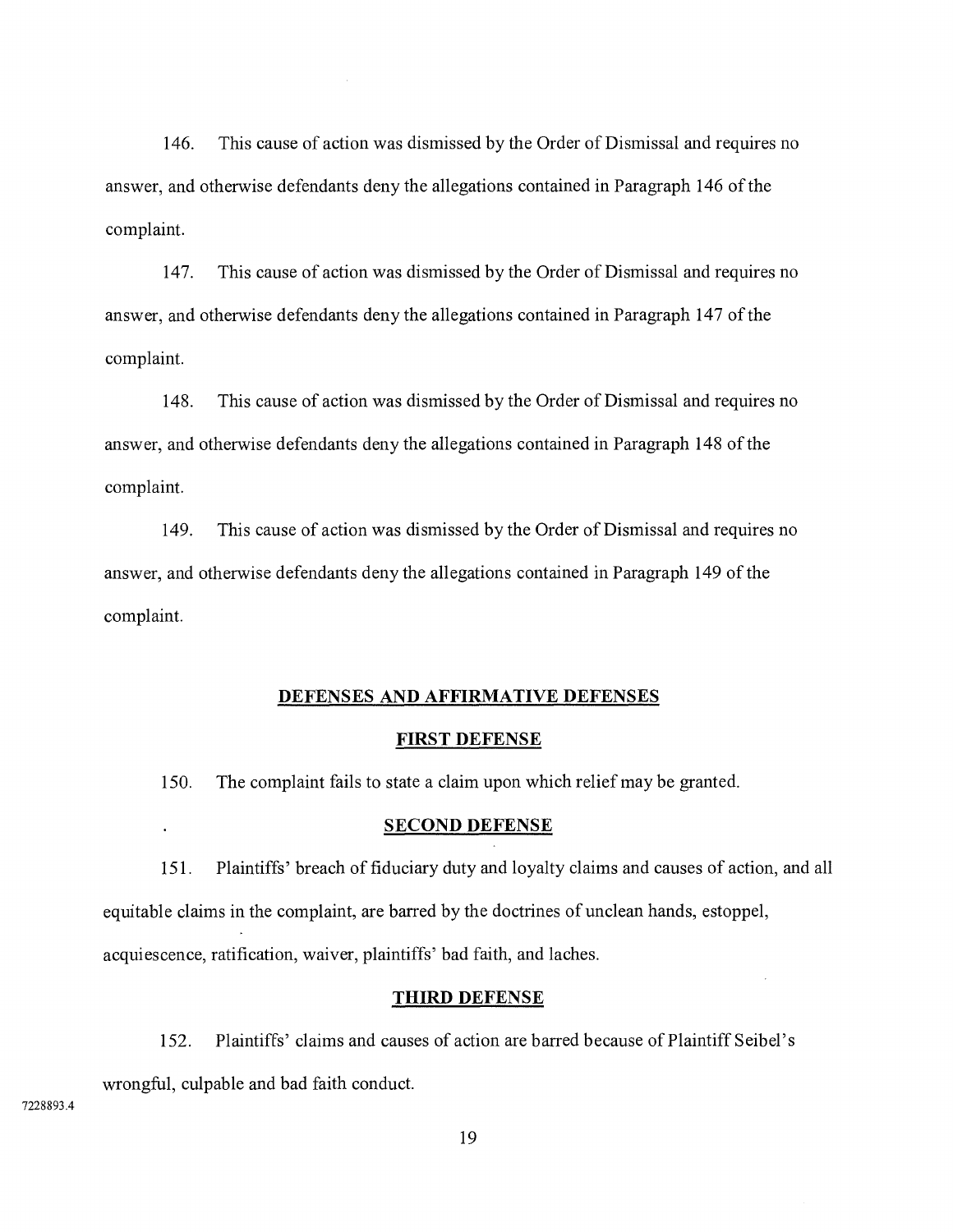146. This cause of action was dismissed by the Order of Dismissal and requires no answer, and otherwise defendants deny the allegations contained in Paragraph 146 of the complaint.

147. This cause of action was dismissed by the Order of Dismissal and requires no answer, and otherwise defendants deny the allegations contained in Paragraph 147 of the complaint.

148. This cause of action was dismissed by the Order of Dismissal and requires no answer, and otherwise defendants deny the allegations contained in Paragraph 148 of the complaint.

149. This cause of action was dismissed by the Order of Dismissal and requires no answer, and otherwise defendants deny the allegations contained in Paragraph 149 of the complaint.

## DEFENSES AND AFFIRMATIVE DEFENSES

### FIRST DEFENSE

150. The complaint fails to state a claim upon which relief may be granted.

### SECOND DEFENSE

151. Plaintiffs' breach of fiduciary duty and loyalty claims and causes of action, and all equitable claims in the complaint, are barred by the doctrines of unclean hands, estoppel, acquiescence, ratification, waiver, plaintiffs' bad faith, and laches.

### THIRD DEFENSE

152. Plaintiffs' claims and causes of action are barred because of Plaintiff Seibel's wrongful, culpable and bad faith conduct.

7228893.4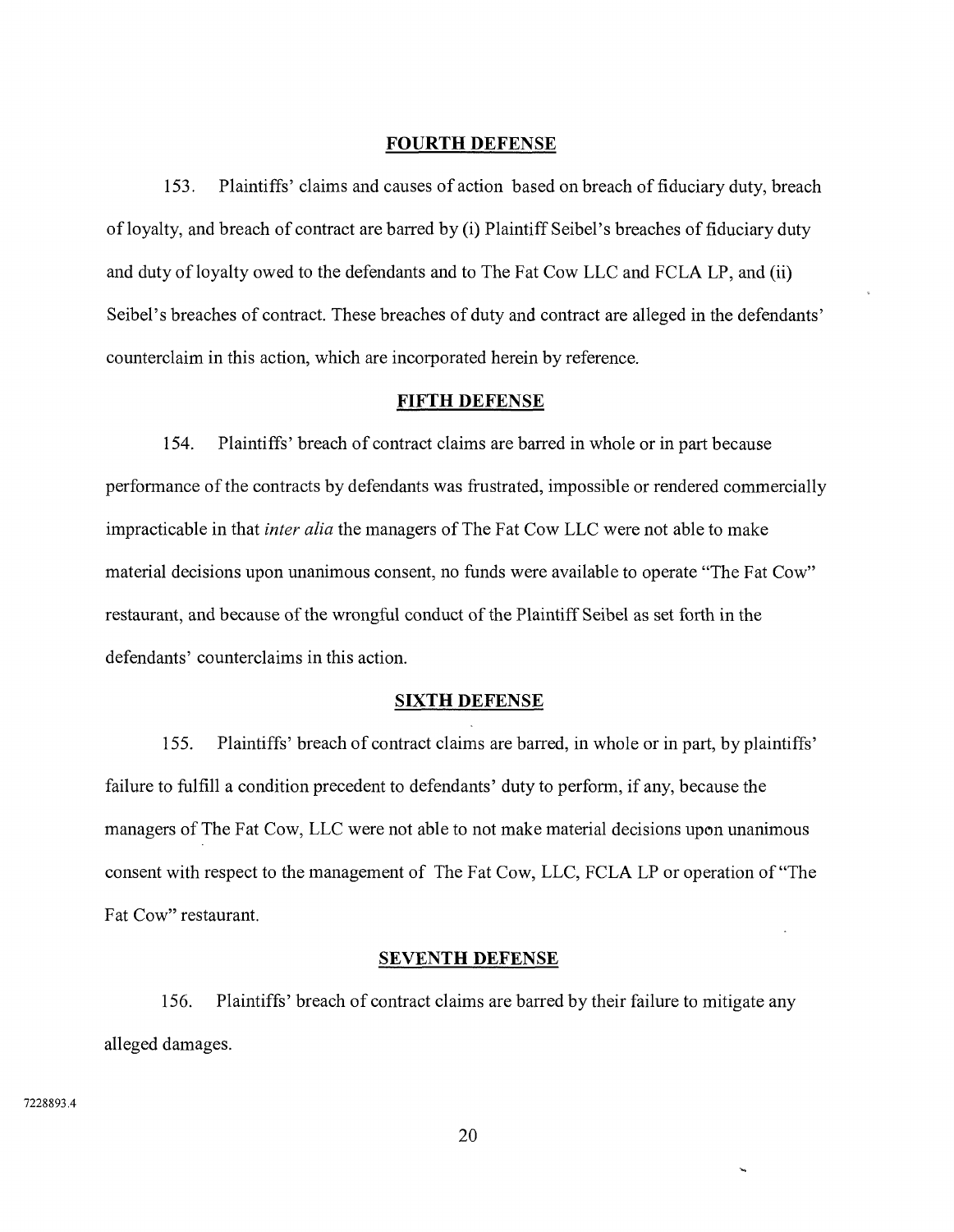## FOURTH DEFENSE

153. Plaintiffs' claims and causes of action based on breach of fiduciary duty, breach of loyalty, and breach of contract are barred by (i) Plaintiff Seibel's breaches of fiduciary duty and duty of loyalty owed to the defendants and to The Fat Cow LLC and FCLA LP, and (ii) Seibel's breaches of contract. These breaches of duty and contract are alleged in the defendants' counterclaim in this action, which are incorporated herein by reference.

## FIFTH DEFENSE

154. Plaintiffs' breach of contract claims are barred in whole or in part because performance of the contracts by defendants was frustrated, impossible or rendered commercially impracticable in that *inter alia* the managers of The Fat Cow LLC were not able to make material decisions upon unanimous consent, no funds were available to operate "The Fat Cow" restaurant, and because of the wrongful conduct of the Plaintiff Seibel as set forth in the defendants' counterclaims in this action.

## SIXTH DEFENSE

155. Plaintiffs' breach of contract claims are barred, in whole or in part, by plaintiffs' failure to fulfill a condition precedent to defendants' duty to perform, if any, because the managers of The Fat Cow, LLC were not able to not make material decisions upon unanimous consent with respect to the management of The Fat Cow, LLC, FCLA LP or operation of "The Fat Cow" restaurant.

## SEVENTH DEFENSE

156. Plaintiffs' breach of contract claims are barred by their failure to mitigate any alleged damages.

7228893.4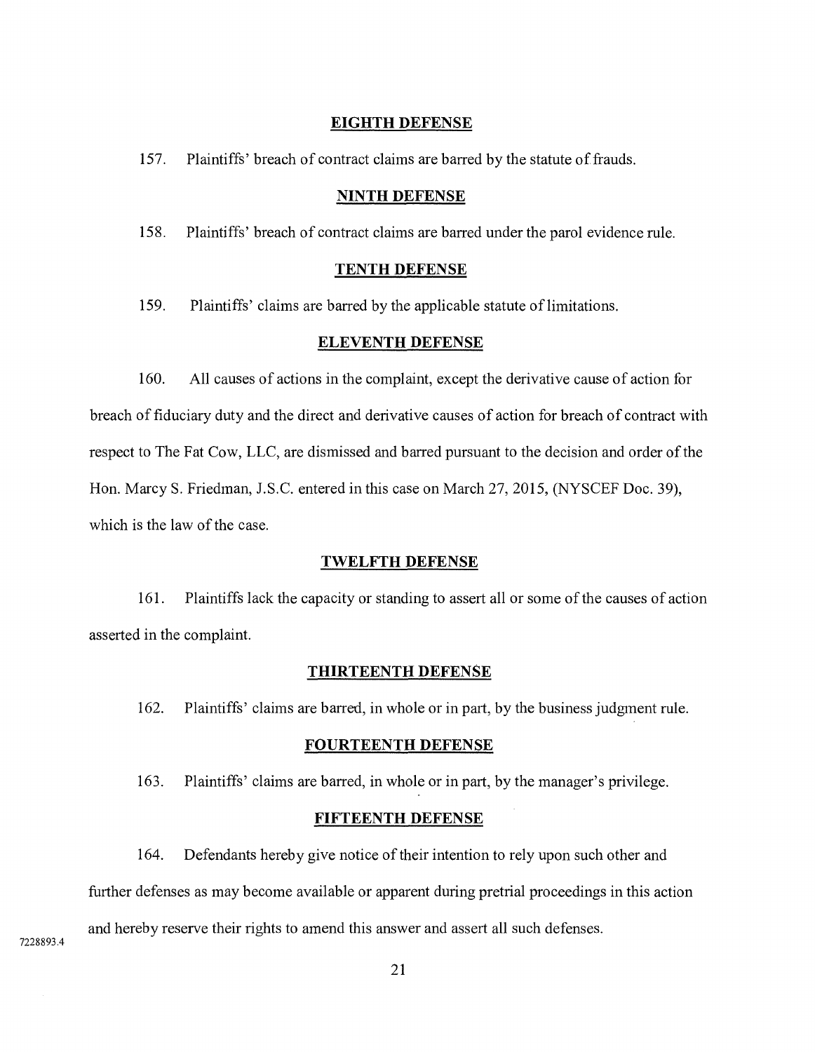**EIGHTH DEFENSE**

157. Plaintiffs' breach of contract claims are barred by the statute of frauds.

**NINTH DEFENSE**

158. Plaintiffs' breach of contract claims are barred under the parol evidence rule.

**TENTH DEFENSE**

159. Plaintiffs' claims are barred by the applicable statute of limitations.

**ELEVENTH DEFENSE**

160. All causes of actions in the complaint, except the derivative cause of action for breach of fiduciary duty and the direct and derivative causes of action for breach of contract with respect to The Fat Cow, LLC, are dismissed and barred pursuant to the decision and order of the Hon. Marcy S. Friedman, J.S.C. entered in this case on March 27, 2015, (NYSCEF Doc. 39), which is the law of the case.

**TWELFTH DEFENSE**

161. Plaintiffs lack the capacity or standing to assert all or some of the causes of action asserted in the complaint.

**THIRTEENTH DEFENSE**

162. Plaintiffs' claims are barred, in whole or in part, by the business judgment rule.

**FOURTEENTH DEFENSE**

163. Plaintiffs' claims are barred, in whole or in part, by the manager's privilege.

**FIFTEENTH DEFENSE**

164. Defendants hereby give notice of their intention to rely upon such other and further defenses as may become available or apparent during pretrial proceedings in this action and hereby reserve their rights to amend this answer and assert all such defenses.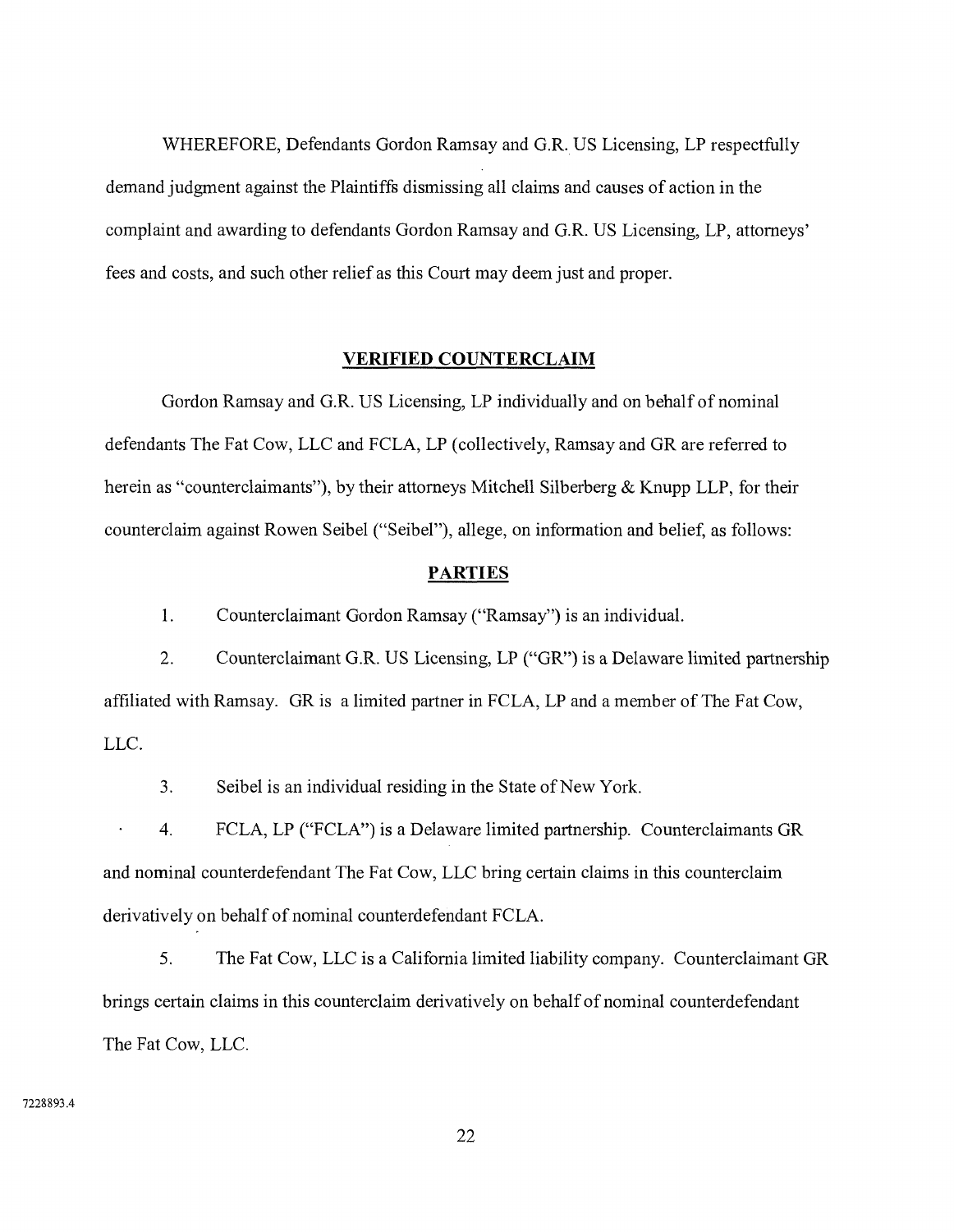WHEREFORE, Defendants Gordon Ramsay and G.R. US Licensing, LP respectfully demand judgment against the Plaintiffs dismissing all claims and causes of action in the complaint and awarding to defendants Gordon Ramsay and G.R. US Licensing, LP, attorneys' fees and costs, and such other relief as this Court may deem just and proper.

## **VERIFIED COUNTERCLAIM**

Gordon Ramsay and G.R. US Licensing, LP individually and on behalf of nominal defendants The Fat Cow, LLC and FCLA, LP (collectively, Ramsay and GR are referred to herein as "counterclaimants"), by their attorneys Mitchell Silberberg & Knupp LLP, for their counterclaim against Rowen Seibel ("Seibel"), allege, on information and belief, as follows:

## **PARTIES**

1. Counterclaimant Gordon Ramsay ("Ramsay") is an individual.

2. Counterclaimant G.R. US Licensing, LP ("GR") is a Delaware limited partnership affiliated with Ramsay. GR is a limited partner in FCLA, LP and a member of The Fat Cow, LLC.

3. Seibel is an individual residing in the State of New York.

4. FCLA, LP ("FCLA") is a Delaware limited partnership. Counterclaimants GR and nominal counterdefendant The Fat Cow, LLC bring certain claims in this counterclaim derivatively on behalf of nominal counterdefendant FCLA.

5. The Fat Cow, LLC is a California limited liability company. Counterclaimant GR brings certain claims in this counterclaim derivatively on behalf of nominal counterdefendant The Fat Cow, LLC.

7228893.4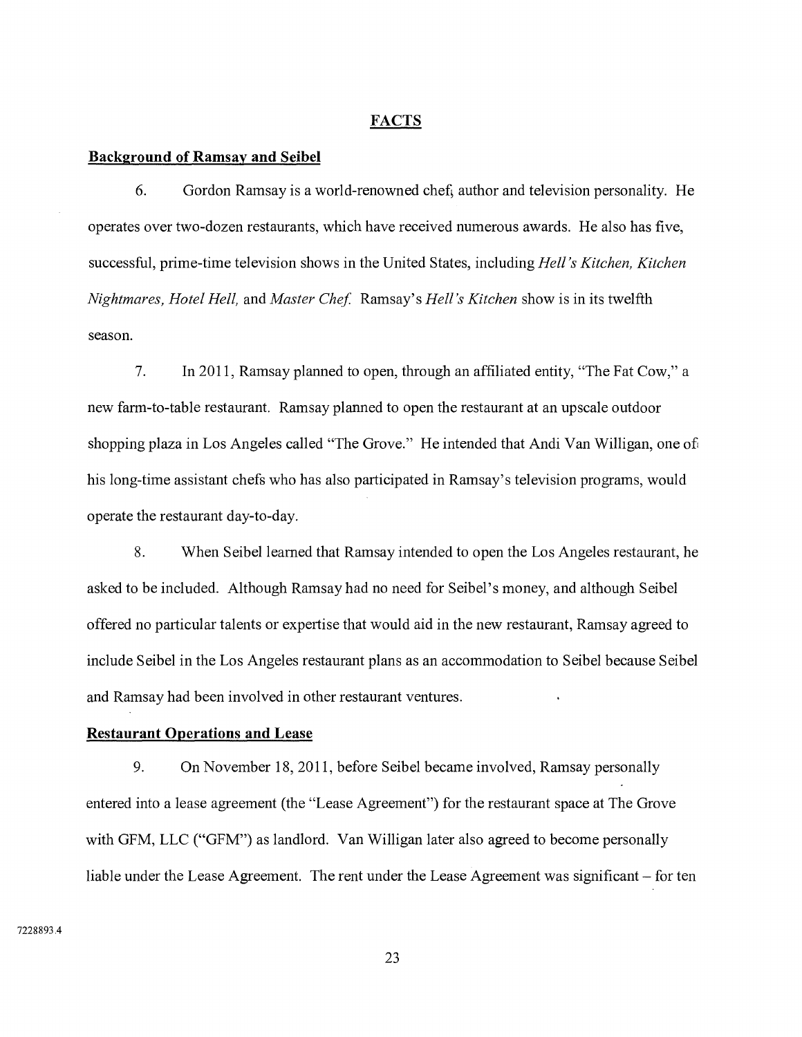## FACTS

**Background of Ramsay and Seibel**

6. Gordon Ramsay is a world-renowned chef, author and television personality. He operates over two-dozen restaurants, which have received numerous awards. He also has five, successful, prime-time television shows in the United States, including *Hell's Kitchen, Kitchen Nightmares, Hotel Hell,* and *Master Chef.* Ramsay's *Hell's Kitchen* show is in its twelfth season.

7. In 2011, Ramsay planned to open, through an affiliated entity, "The Fat Cow," a new farm-to-table restaurant. Ramsay planned to open the restaurant at an upscale outdoor shopping plaza in Los Angeles called "The Grove." He intended that Andi Van Willigan, one of his long-time assistant chefs who has also participated in Ramsay's television programs, would operate the restaurant day-to-day.

8. When Seibel learned that Ramsay intended to open the Los Angeles restaurant, he asked to be included. Although Ramsay had no need for Seibel's money, and although Seibel offered no particular talents or expertise that would aid in the new restaurant, Ramsay agreed to include Seibel in the Los Angeles restaurant plans as an accommodation to Seibel because Seibel and Ramsay had been involved in other restaurant ventures.

**Restaurant Operations and Lease**

9. On November 18, 2011, before Seibel became involved, Ramsay personally entered into a lease agreement (the "Lease Agreement") for the restaurant space at The Grove with GFM, LLC ("GFM") as landlord. Van Willigan later also agreed to become personally liable under the Lease Agreement. The rent under the Lease Agreement was significant – for ten

7228893.4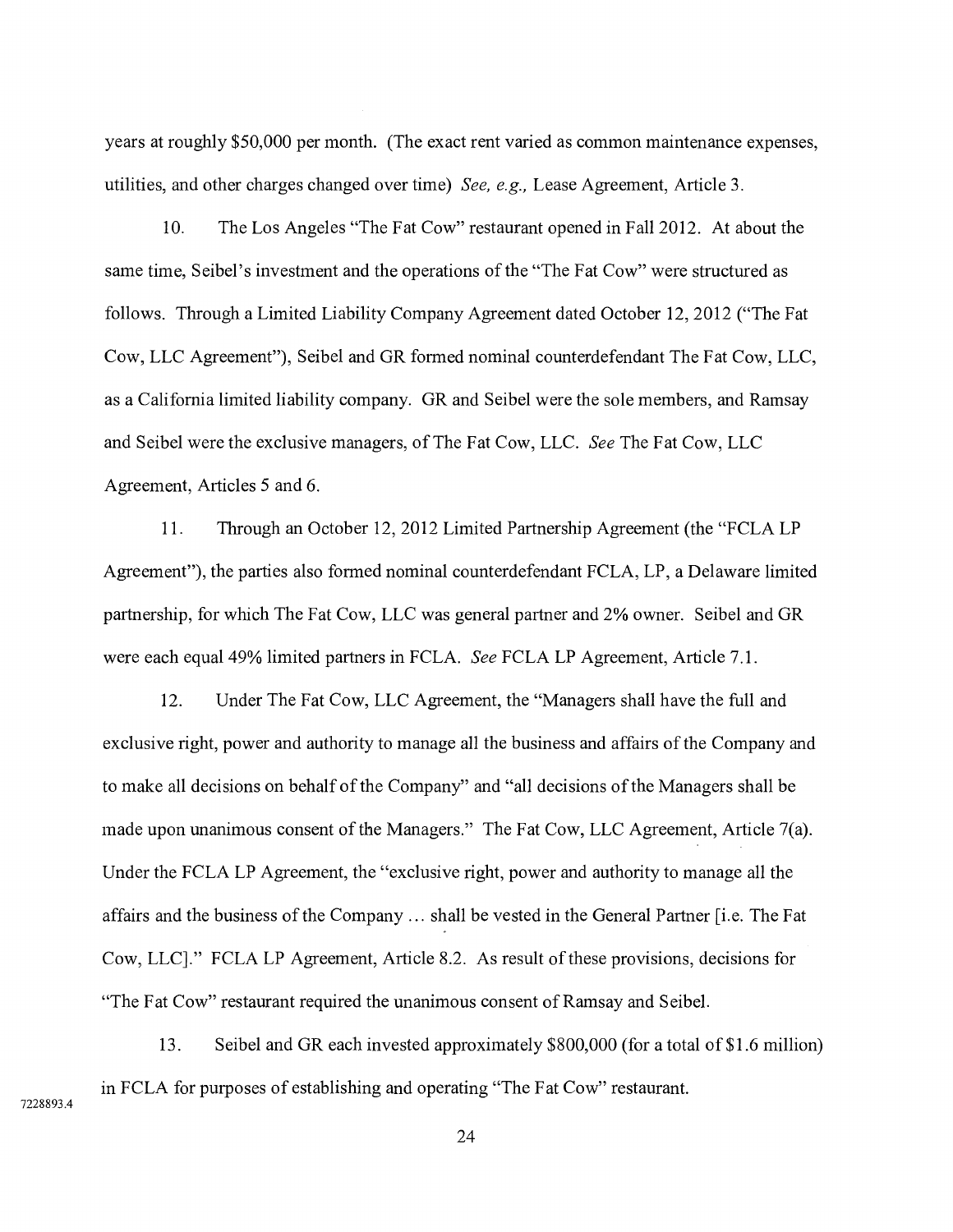years at roughly $50,000 per month. (The exact rent varied as common maintenance expenses, utilities, and other charges changed over time) *See, e.g.,* Lease Agreement, Article 3.

10. The Los Angeles "The Fat Cow" restaurant opened in Fall 2012. At about the same time, Seibel's investment and the operations of the "The Fat Cow" were structured as follows. Through a Limited Liability Company Agreement dated October 12, 2012 ("The Fat Cow, LLC Agreement"), Seibel and GR formed nominal counterdefendant The Fat Cow, LLC, as a California limited liability company. GR and Seibel were the sole members, and Ramsay and Seibel were the exclusive managers, of The Fat Cow, LLC. *See* The Fat Cow, LLC Agreement, Articles 5 and 6.

11. Through an October 12, 2012 Limited Partnership Agreement (the "FCLA LP Agreement"), the parties also formed nominal counterdefendant FCLA, LP, a Delaware limited partnership, for which The Fat Cow, LLC was general partner and 2% owner. Seibel and GR were each equal 49% limited partners in FCLA. *See* FCLA LP Agreement, Article 7.1.

12. Under The Fat Cow, LLC Agreement, the "Managers shall have the full and exclusive right, power and authority to manage all the business and affairs of the Company and to make all decisions on behalf of the Company" and "all decisions of the Managers shall be made upon unanimous consent of the Managers." The Fat Cow, LLC Agreement, Article 7(a). Under the FCLA LP Agreement, the "exclusive right, power and authority to manage all the affairs and the business of the Company ... shall be vested in the General Partner [i.e. The Fat Cow, LLC]." FCLA LP Agreement, Article 8.2. As result of these provisions, decisions for "The Fat Cow" restaurant required the unanimous consent of Ramsay and Seibel.

13. Seibel and GR each invested approximately $800,000 (for a total of $1.6 million) in FCLA for purposes of establishing and operating "The Fat Cow" restaurant.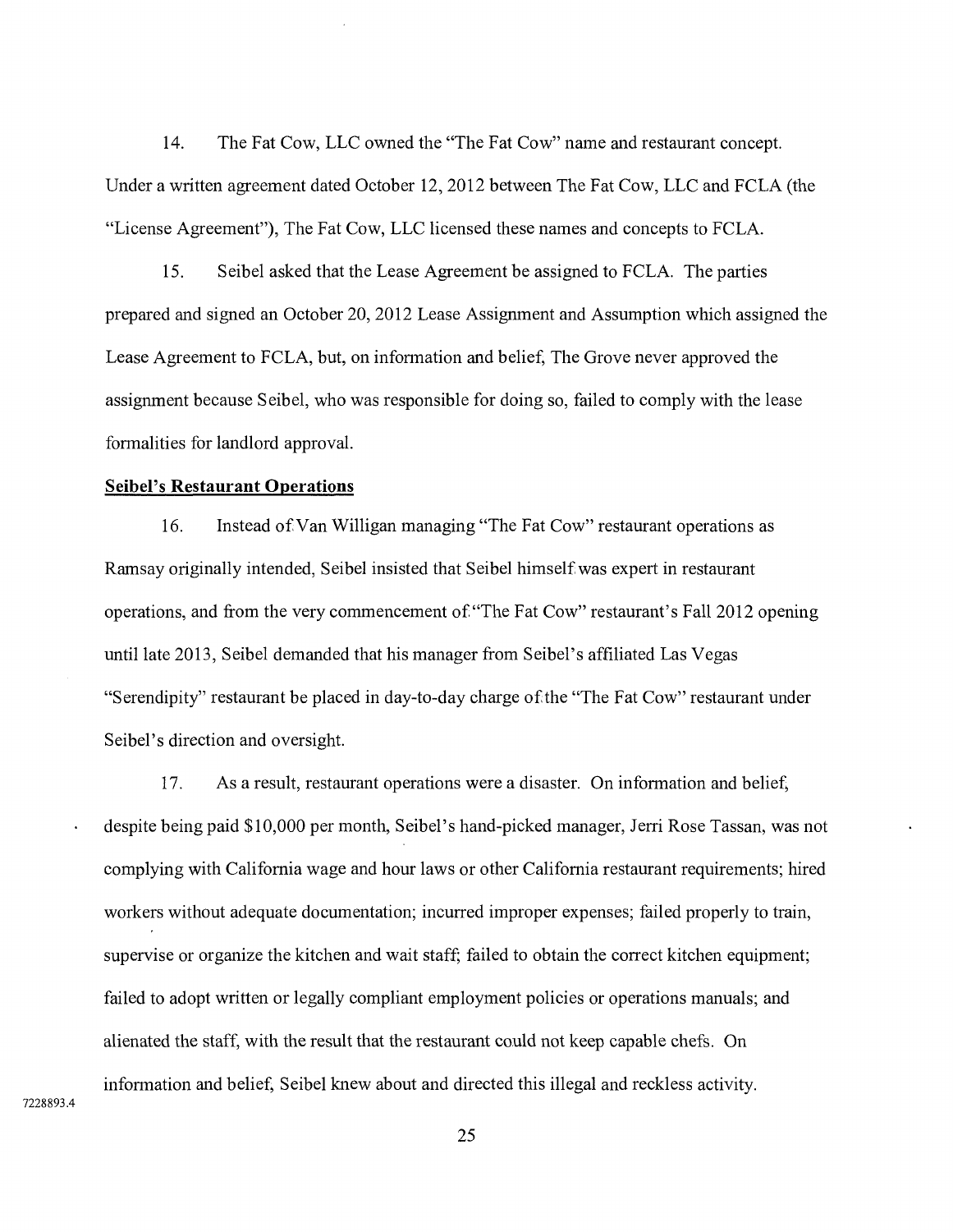14. The Fat Cow, LLC owned the "The Fat Cow" name and restaurant concept. Under a written agreement dated October 12, 2012 between The Fat Cow, LLC and FCLA (the "License Agreement"), The Fat Cow, LLC licensed these names and concepts to FCLA.

15. Seibel asked that the Lease Agreement be assigned to FCLA. The parties prepared and signed an October 20, 2012 Lease Assignment and Assumption which assigned the Lease Agreement to FCLA, but, on information and belief, The Grove never approved the assignment because Seibel, who was responsible for doing so, failed to comply with the lease formalities for landlord approval.

**Seibel's Restaurant Operations**

16. Instead of Van Willigan managing "The Fat Cow" restaurant operations as Ramsay originally intended, Seibel insisted that Seibel himself was expert in restaurant operations, and from the very commencement of "The Fat Cow" restaurant's Fall 2012 opening until late 2013, Seibel demanded that his manager from Seibel's affiliated Las Vegas "Serendipity" restaurant be placed in day-to-day charge of the "The Fat Cow" restaurant under Seibel's direction and oversight.

17. As a result, restaurant operations were a disaster. On information and belief, despite being paid $10,000 per month, Seibel's hand-picked manager, Jerri Rose Tassan, was not complying with California wage and hour laws or other California restaurant requirements; hired workers without adequate documentation; incurred improper expenses; failed properly to train, supervise or organize the kitchen and wait staff; failed to obtain the correct kitchen equipment; failed to adopt written or legally compliant employment policies or operations manuals; and alienated the staff, with the result that the restaurant could not keep capable chefs. On information and belief, Seibel knew about and directed this illegal and reckless activity.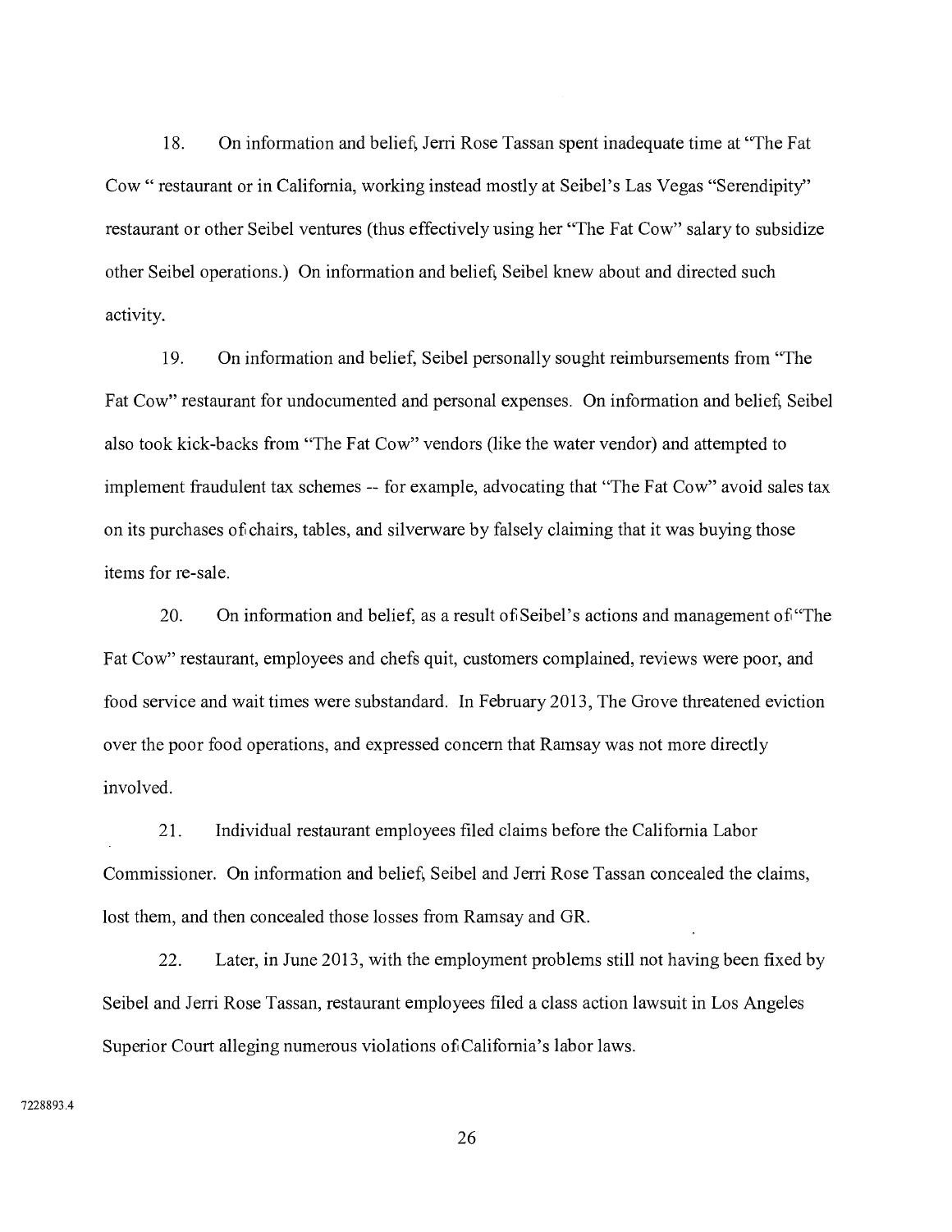18. On information and belief, Jerri Rose Tassan spent inadequate time at "The Fat Cow " restaurant or in California, working instead mostly at Seibel's Las Vegas "Serendipity" restaurant or other Seibel ventures (thus effectively using her "The Fat Cow" salary to subsidize other Seibel operations.) On information and belief, Seibel knew about and directed such activity.

19. On information and belief, Seibel personally sought reimbursements from "The Fat Cow" restaurant for undocumented and personal expenses. On information and belief, Seibel also took kick-backs from "The Fat Cow" vendors (like the water vendor) and attempted to implement fraudulent tax schemes -- for example, advocating that "The Fat Cow" avoid sales tax on its purchases of chairs, tables, and silverware by falsely claiming that it was buying those items for re-sale.

20. On information and belief, as a result of Seibel's actions and management of "The Fat Cow" restaurant, employees and chefs quit, customers complained, reviews were poor, and food service and wait times were substandard. In February 2013, The Grove threatened eviction over the poor food operations, and expressed concern that Ramsay was not more directly involved.

21. Individual restaurant employees filed claims before the California Labor Commissioner. On information and belief, Seibel and Jerri Rose Tassan concealed the claims, lost them, and then concealed those losses from Ramsay and GR.

22. Later, in June 2013, with the employment problems still not having been fixed by Seibel and Jerri Rose Tassan, restaurant employees filed a class action lawsuit in Los Angeles Superior Court alleging numerous violations of California's labor laws.

7228893.4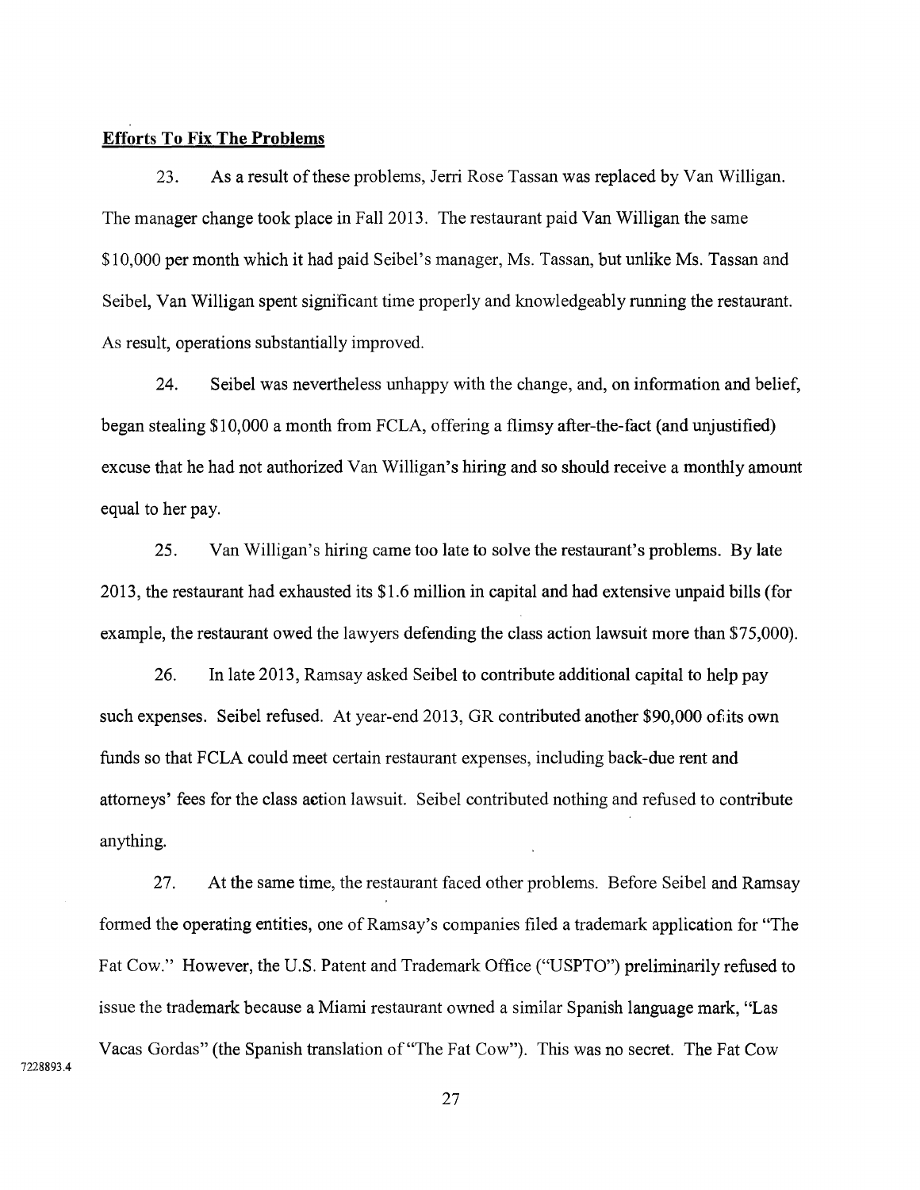**Efforts To Fix The Problems**

23. As a result of these problems, Jerri Rose Tassan was replaced by Van Willigan. The manager change took place in Fall 2013. The restaurant paid Van Willigan the same $10,000 per month which it had paid Seibel's manager, Ms. Tassan, but unlike Ms. Tassan and Seibel, Van Willigan spent significant time properly and knowledgeably running the restaurant. As result, operations substantially improved.

24. Seibel was nevertheless unhappy with the change, and, on information and belief, began stealing $10,000 a month from FCLA, offering a flimsy after-the-fact (and unjustified) excuse that he had not authorized Van Willigan's hiring and so should receive a monthly amount equal to her pay.

25. Van Willigan's hiring came too late to solve the restaurant's problems. By late 2013, the restaurant had exhausted its $1.6 million in capital and had extensive unpaid bills (for example, the restaurant owed the lawyers defending the class action lawsuit more than $75,000).

26. In late 2013, Ramsay asked Seibel to contribute additional capital to help pay such expenses. Seibel refused. At year-end 2013, GR contributed another $90,000 of its own funds so that FCLA could meet certain restaurant expenses, including back-due rent and attorneys' fees for the class action lawsuit. Seibel contributed nothing and refused to contribute anything.

27. At the same time, the restaurant faced other problems. Before Seibel and Ramsay formed the operating entities, one of Ramsay's companies filed a trademark application for "The Fat Cow." However, the U.S. Patent and Trademark Office ("USPTO") preliminarily refused to issue the trademark because a Miami restaurant owned a similar Spanish language mark, "Las Vacas Gordas" (the Spanish translation of "The Fat Cow"). This was no secret. The Fat Cow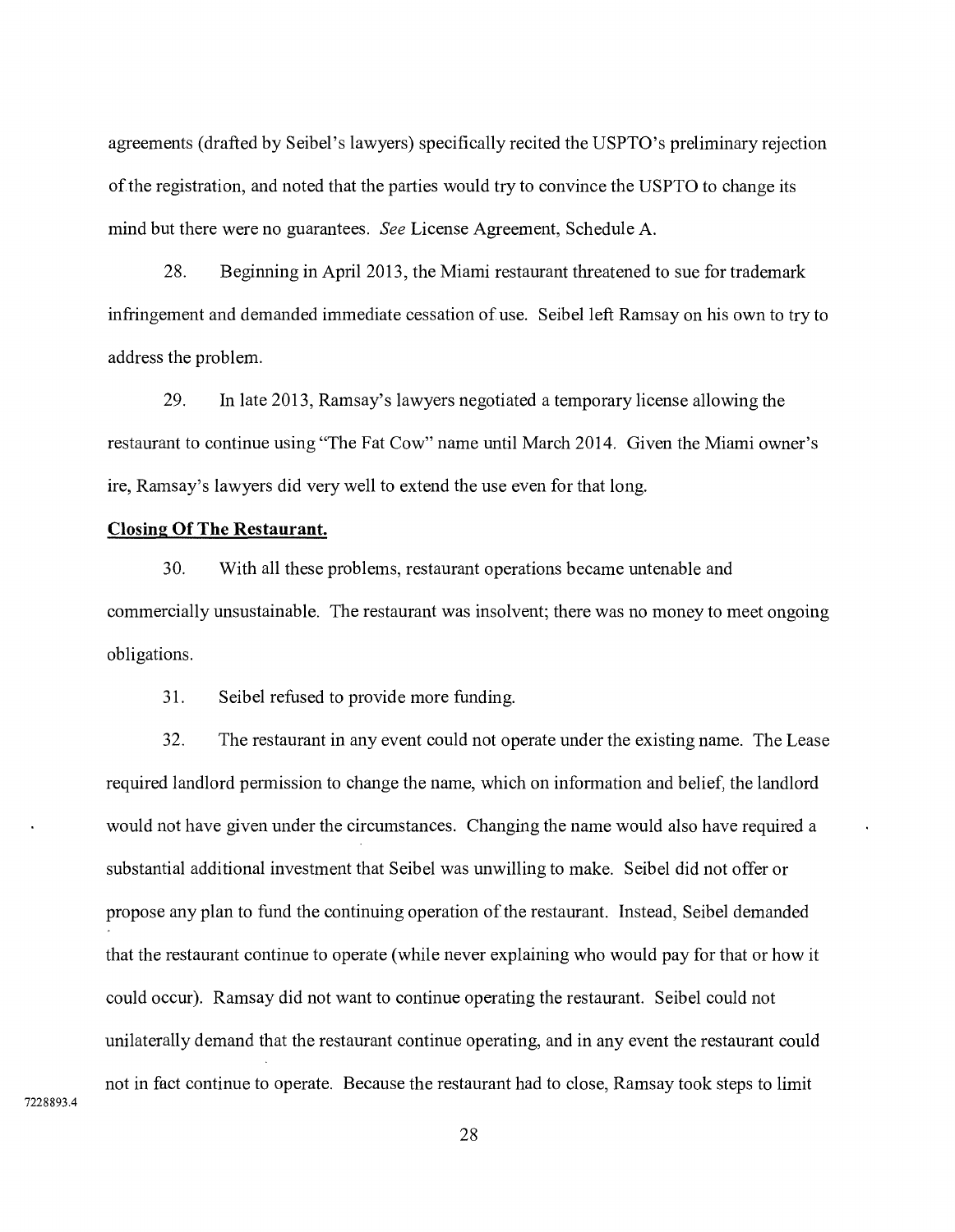agreements (drafted by Seibel's lawyers) specifically recited the USPTO's preliminary rejection of the registration, and noted that the parties would try to convince the USPTO to change its mind but there were no guarantees. *See* License Agreement, Schedule A.

28. Beginning in April 2013, the Miami restaurant threatened to sue for trademark infringement and demanded immediate cessation of use. Seibel left Ramsay on his own to try to address the problem.

29. In late 2013, Ramsay's lawyers negotiated a temporary license allowing the restaurant to continue using "The Fat Cow" name until March 2014. Given the Miami owner's ire, Ramsay's lawyers did very well to extend the use even for that long.

**Closing Of The Restaurant.**

30. With all these problems, restaurant operations became untenable and commercially unsustainable. The restaurant was insolvent; there was no money to meet ongoing obligations.

31. Seibel refused to provide more funding.

32. The restaurant in any event could not operate under the existing name. The Lease required landlord permission to change the name, which on information and belief, the landlord would not have given under the circumstances. Changing the name would also have required a substantial additional investment that Seibel was unwilling to make. Seibel did not offer or propose any plan to fund the continuing operation of the restaurant. Instead, Seibel demanded that the restaurant continue to operate (while never explaining who would pay for that or how it could occur). Ramsay did not want to continue operating the restaurant. Seibel could not unilaterally demand that the restaurant continue operating, and in any event the restaurant could not in fact continue to operate. Because the restaurant had to close, Ramsay took steps to limit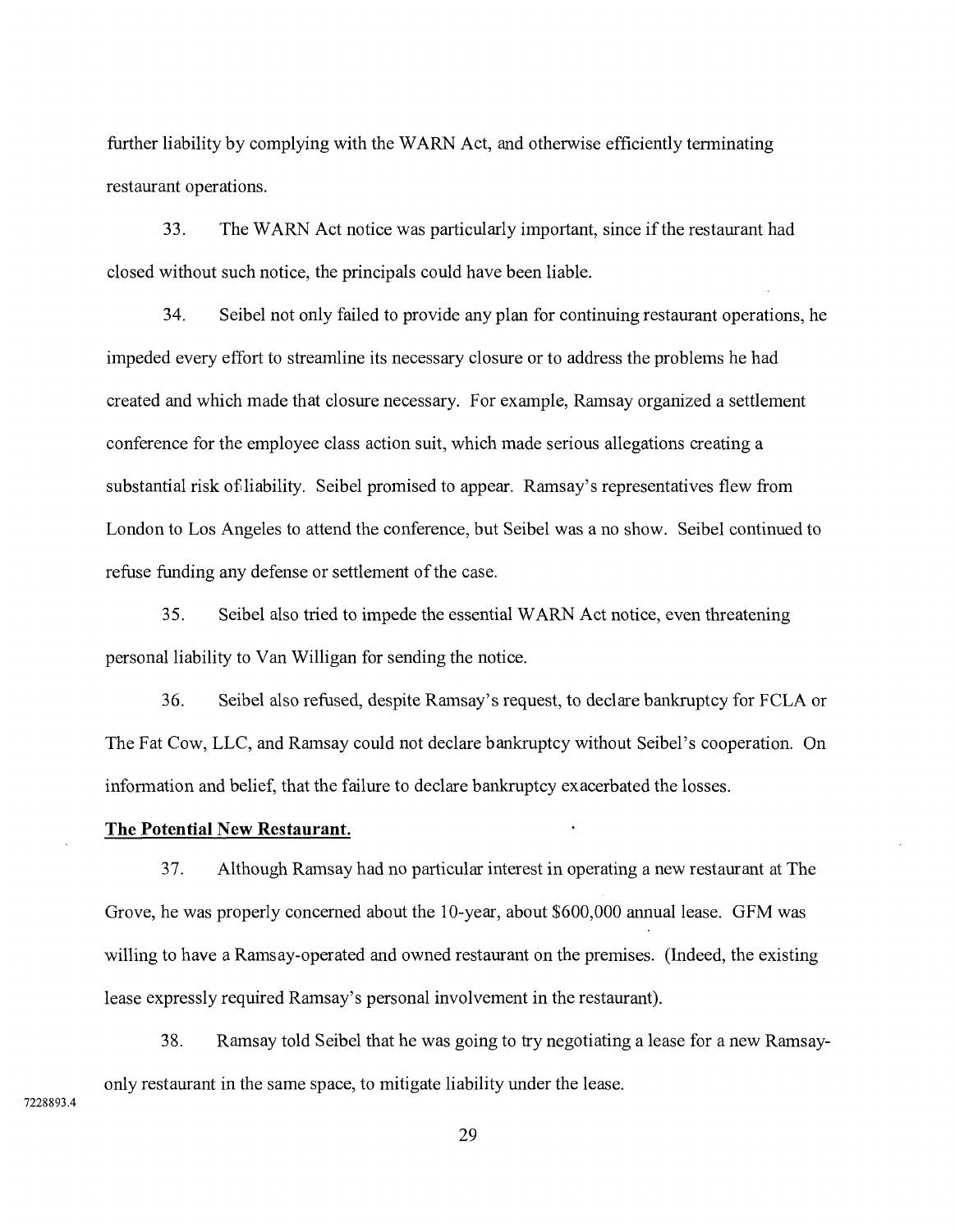further liability by complying with the WARN Act, and otherwise efficiently terminating restaurant operations.

33. The WARN Act notice was particularly important, since if the restaurant had closed without such notice, the principals could have been liable.

34. Seibel not only failed to provide any plan for continuing restaurant operations, he impeded every effort to streamline its necessary closure or to address the problems he had created and which made that closure necessary. For example, Ramsay organized a settlement conference for the employee class action suit, which made serious allegations creating a substantial risk of liability. Seibel promised to appear. Ramsay's representatives flew from London to Los Angeles to attend the conference, but Seibel was a no show. Seibel continued to refuse funding any defense or settlement of the case.

35. Seibel also tried to impede the essential WARN Act notice, even threatening personal liability to Van Willigan for sending the notice.

36. Seibel also refused, despite Ramsay's request, to declare bankruptcy for FCLA or The Fat Cow, LLC, and Ramsay could not declare bankruptcy without Seibel's cooperation. On information and belief, that the failure to declare bankruptcy exacerbated the losses.

**The Potential New Restaurant.**

37. Although Ramsay had no particular interest in operating a new restaurant at The Grove, he was properly concerned about the 10-year, about $600,000 annual lease. GFM was willing to have a Ramsay-operated and owned restaurant on the premises. (Indeed, the existing lease expressly required Ramsay's personal involvement in the restaurant).

38. Ramsay told Seibel that he was going to try negotiating a lease for a new Ramsay-only restaurant in the same space, to mitigate liability under the lease.

7228893.4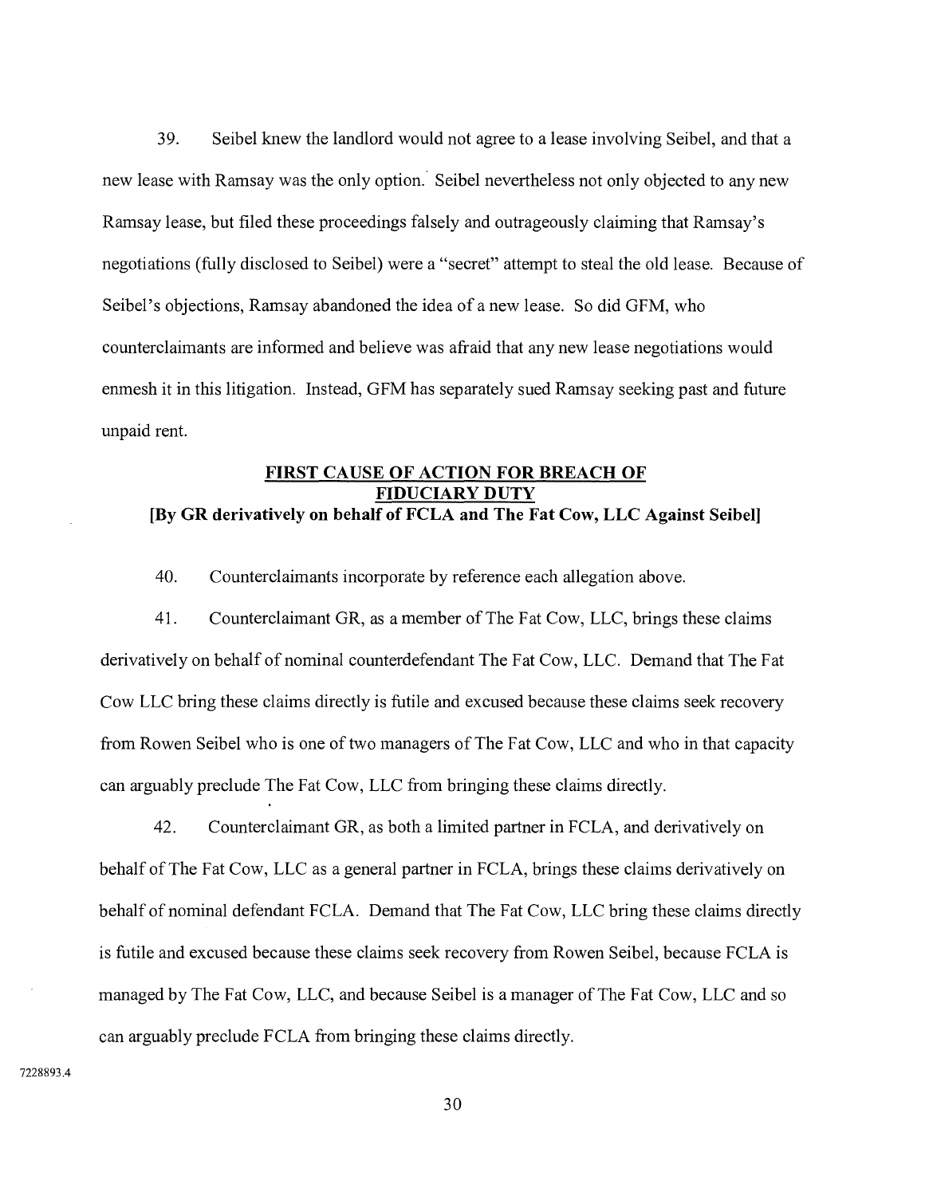39. Seibel knew the landlord would not agree to a lease involving Seibel, and that a new lease with Ramsay was the only option. Seibel nevertheless not only objected to any new Ramsay lease, but filed these proceedings falsely and outrageously claiming that Ramsay's negotiations (fully disclosed to Seibel) were a "secret" attempt to steal the old lease. Because of Seibel's objections, Ramsay abandoned the idea of a new lease. So did GFM, who counterclaimants are informed and believe was afraid that any new lease negotiations would enmesh it in this litigation. Instead, GFM has separately sued Ramsay seeking past and future unpaid rent.

**FIRST CAUSE OF ACTION FOR BREACH OF FIDUCIARY DUTY**

**[By GR derivatively on behalf of FCLA and The Fat Cow, LLC Against Seibel]**

40. Counterclaimants incorporate by reference each allegation above.

41. Counterclaimant GR, as a member of The Fat Cow, LLC, brings these claims derivatively on behalf of nominal counterdefendant The Fat Cow, LLC. Demand that The Fat Cow LLC bring these claims directly is futile and excused because these claims seek recovery from Rowen Seibel who is one of two managers of The Fat Cow, LLC and who in that capacity can arguably preclude The Fat Cow, LLC from bringing these claims directly.

42. Counterclaimant GR, as both a limited partner in FCLA, and derivatively on behalf of The Fat Cow, LLC as a general partner in FCLA, brings these claims derivatively on behalf of nominal defendant FCLA. Demand that The Fat Cow, LLC bring these claims directly is futile and excused because these claims seek recovery from Rowen Seibel, because FCLA is managed by The Fat Cow, LLC, and because Seibel is a manager of The Fat Cow, LLC and so can arguably preclude FCLA from bringing these claims directly.

7228893.4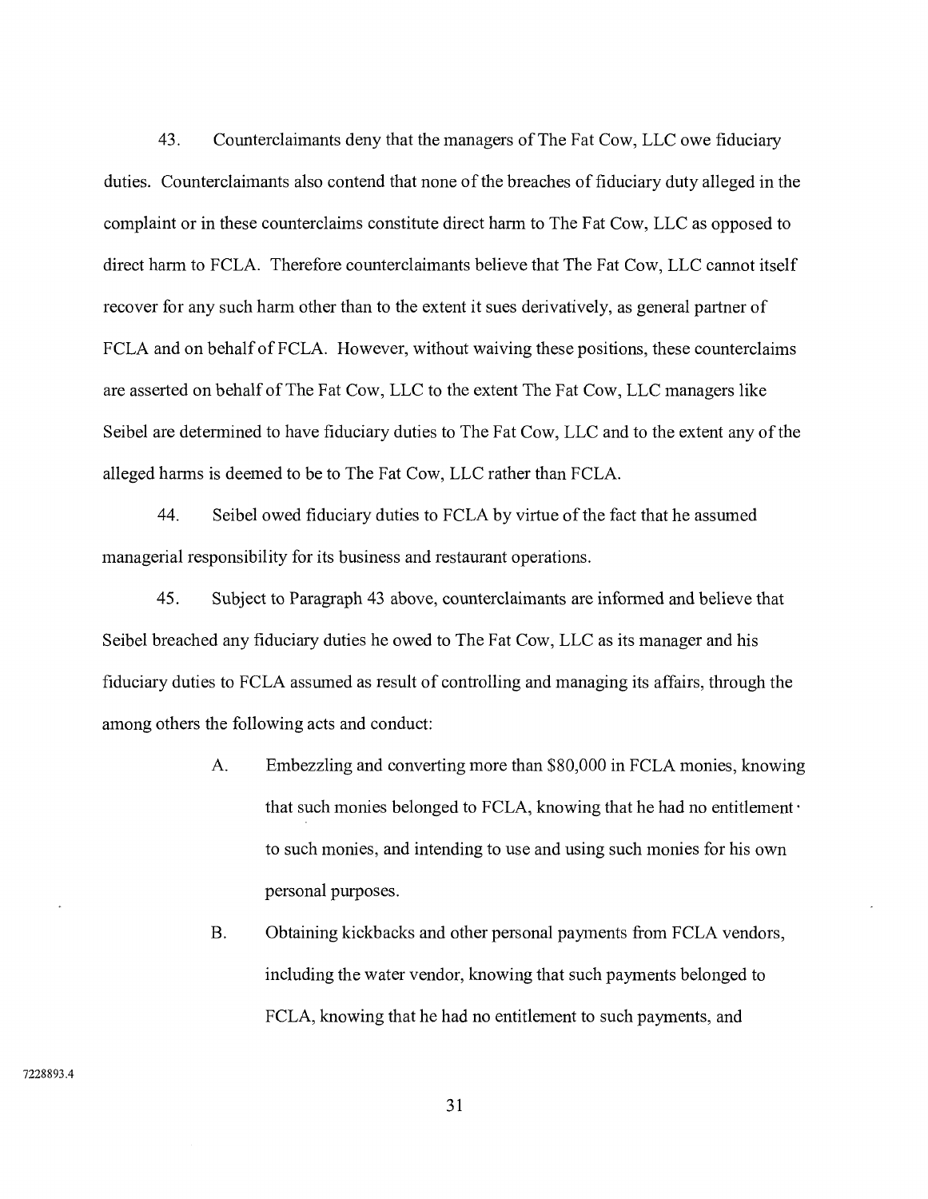43. Counterclaimants deny that the managers of The Fat Cow, LLC owe fiduciary duties. Counterclaimants also contend that none of the breaches of fiduciary duty alleged in the complaint or in these counterclaims constitute direct harm to The Fat Cow, LLC as opposed to direct harm to FCLA. Therefore counterclaimants believe that The Fat Cow, LLC cannot itself recover for any such harm other than to the extent it sues derivatively, as general partner of FCLA and on behalf of FCLA. However, without waiving these positions, these counterclaims are asserted on behalf of The Fat Cow, LLC to the extent The Fat Cow, LLC managers like Seibel are determined to have fiduciary duties to The Fat Cow, LLC and to the extent any of the alleged harms is deemed to be to The Fat Cow, LLC rather than FCLA.

44. Seibel owed fiduciary duties to FCLA by virtue of the fact that he assumed managerial responsibility for its business and restaurant operations.

45. Subject to Paragraph 43 above, counterclaimants are informed and believe that Seibel breached any fiduciary duties he owed to The Fat Cow, LLC as its manager and his fiduciary duties to FCLA assumed as result of controlling and managing its affairs, through the among others the following acts and conduct:

A. Embezzling and converting more than $80,000 in FCLA monies, knowing that such monies belonged to FCLA, knowing that he had no entitlement to such monies, and intending to use and using such monies for his own personal purposes.

B. Obtaining kickbacks and other personal payments from FCLA vendors, including the water vendor, knowing that such payments belonged to FCLA, knowing that he had no entitlement to such payments, and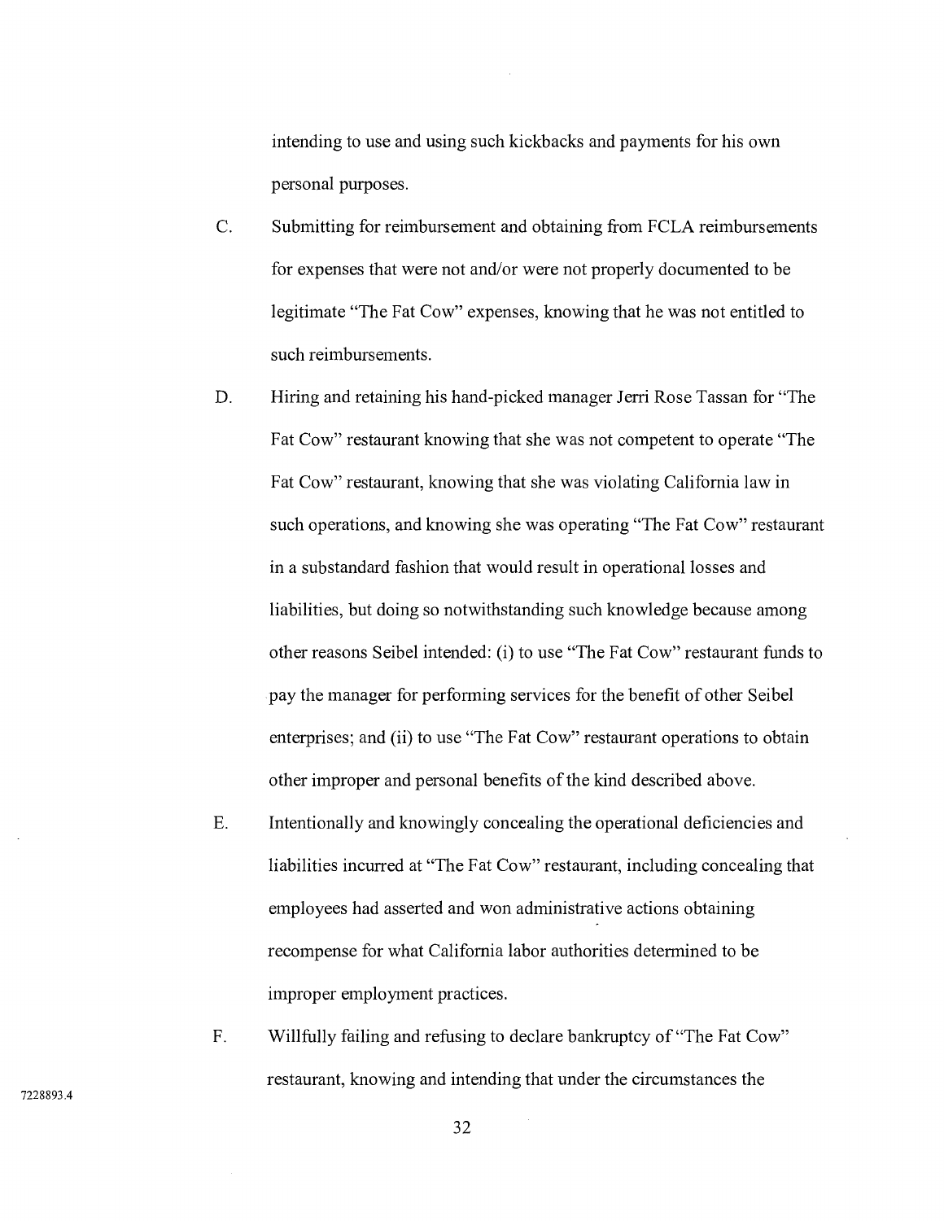intending to use and using such kickbacks and payments for his own personal purposes.

C. Submitting for reimbursement and obtaining from FCLA reimbursements for expenses that were not and/or were not properly documented to be legitimate "The Fat Cow" expenses, knowing that he was not entitled to such reimbursements.

D. Hiring and retaining his hand-picked manager Jerri Rose Tassan for "The Fat Cow" restaurant knowing that she was not competent to operate "The Fat Cow" restaurant, knowing that she was violating California law in such operations, and knowing she was operating "The Fat Cow" restaurant in a substandard fashion that would result in operational losses and liabilities, but doing so notwithstanding such knowledge because among other reasons Seibel intended: (i) to use "The Fat Cow" restaurant funds to pay the manager for performing services for the benefit of other Seibel enterprises; and (ii) to use "The Fat Cow" restaurant operations to obtain other improper and personal benefits of the kind described above.

E. Intentionally and knowingly concealing the operational deficiencies and liabilities incurred at "The Fat Cow" restaurant, including concealing that employees had asserted and won administrative actions obtaining recompense for what California labor authorities determined to be improper employment practices.

F. Willfully failing and refusing to declare bankruptcy of "The Fat Cow" restaurant, knowing and intending that under the circumstances the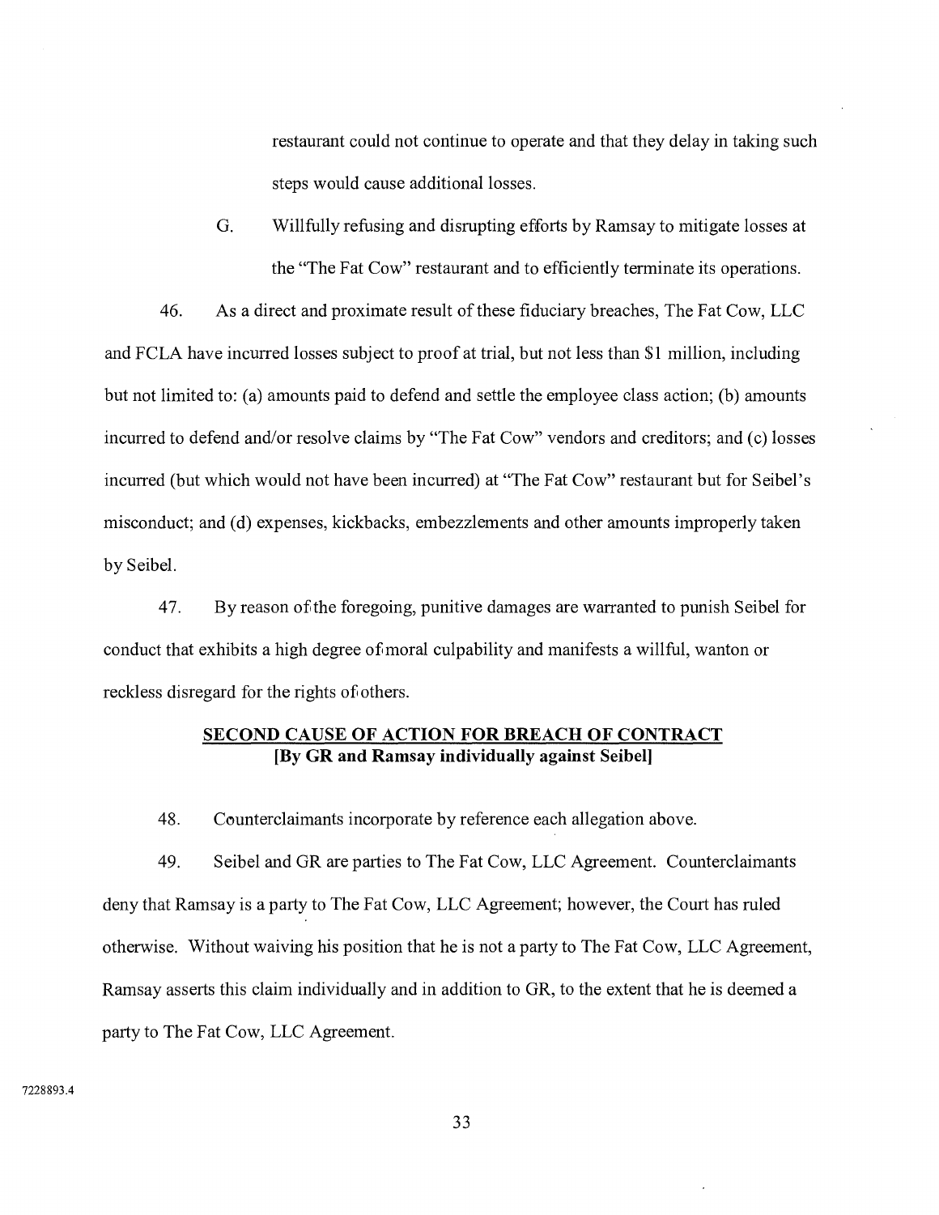restaurant could not continue to operate and that they delay in taking such steps would cause additional losses.

G. Willfully refusing and disrupting efforts by Ramsay to mitigate losses at the "The Fat Cow" restaurant and to efficiently terminate its operations.

46. As a direct and proximate result of these fiduciary breaches, The Fat Cow, LLC and FCLA have incurred losses subject to proof at trial, but not less than $1 million, including but not limited to: (a) amounts paid to defend and settle the employee class action; (b) amounts incurred to defend and/or resolve claims by "The Fat Cow" vendors and creditors; and (c) losses incurred (but which would not have been incurred) at "The Fat Cow" restaurant but for Seibel's misconduct; and (d) expenses, kickbacks, embezzlements and other amounts improperly taken by Seibel.

47. By reason of the foregoing, punitive damages are warranted to punish Seibel for conduct that exhibits a high degree of moral culpability and manifests a willful, wanton or reckless disregard for the rights of others.

## SECOND CAUSE OF ACTION FOR BREACH OF CONTRACT
**[By GR and Ramsay individually against Seibel]**

48. Counterclaimants incorporate by reference each allegation above.

49. Seibel and GR are parties to The Fat Cow, LLC Agreement. Counterclaimants deny that Ramsay is a party to The Fat Cow, LLC Agreement; however, the Court has ruled otherwise. Without waiving his position that he is not a party to The Fat Cow, LLC Agreement, Ramsay asserts this claim individually and in addition to GR, to the extent that he is deemed a party to The Fat Cow, LLC Agreement.

7228893.4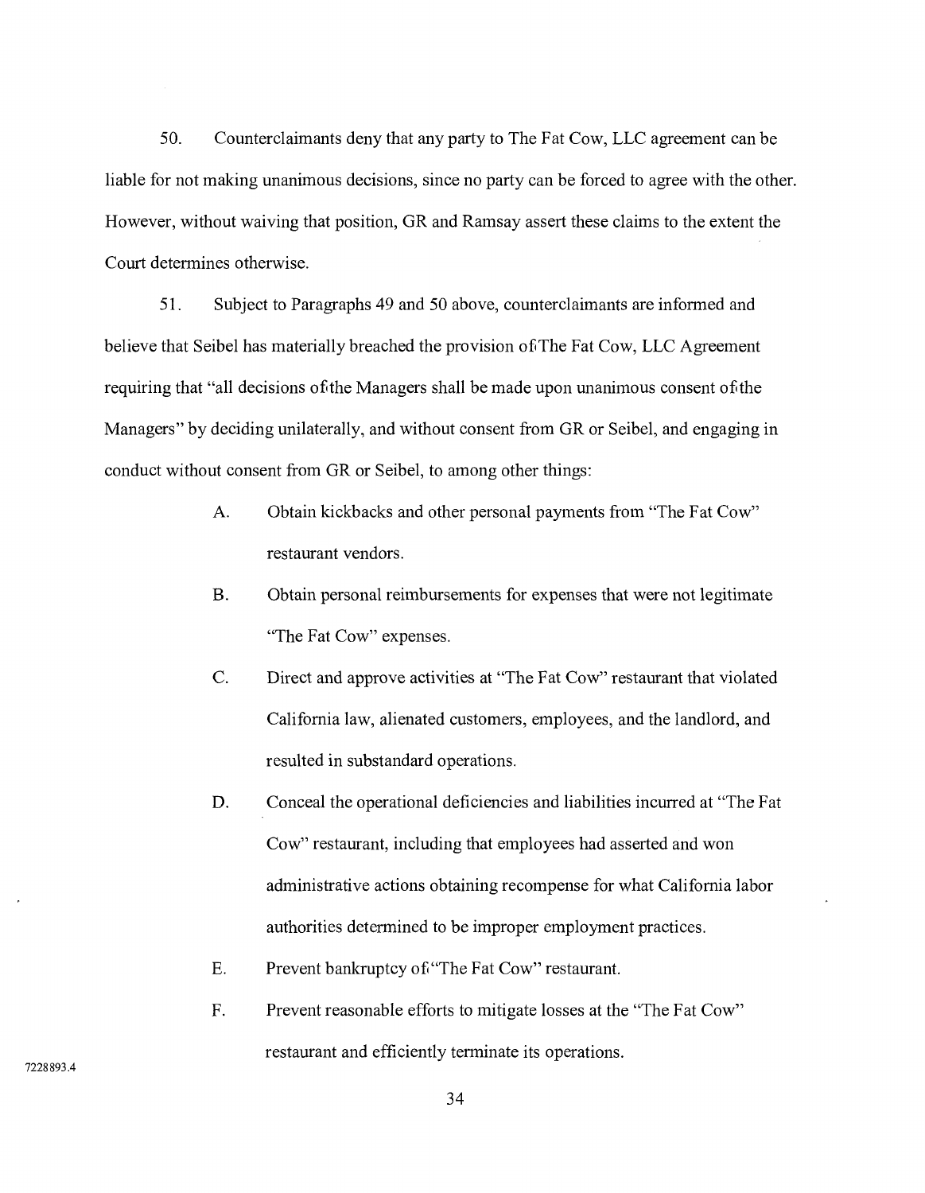50. Counterclaimants deny that any party to The Fat Cow, LLC agreement can be liable for not making unanimous decisions, since no party can be forced to agree with the other. However, without waiving that position, GR and Ramsay assert these claims to the extent the Court determines otherwise.

51. Subject to Paragraphs 49 and 50 above, counterclaimants are informed and believe that Seibel has materially breached the provision of The Fat Cow, LLC Agreement requiring that "all decisions of the Managers shall be made upon unanimous consent of the Managers" by deciding unilaterally, and without consent from GR or Seibel, and engaging in conduct without consent from GR or Seibel, to among other things:

A. Obtain kickbacks and other personal payments from "The Fat Cow" restaurant vendors.

B. Obtain personal reimbursements for expenses that were not legitimate "The Fat Cow" expenses.

C. Direct and approve activities at "The Fat Cow" restaurant that violated California law, alienated customers, employees, and the landlord, and resulted in substandard operations.

D. Conceal the operational deficiencies and liabilities incurred at "The Fat Cow" restaurant, including that employees had asserted and won administrative actions obtaining recompense for what California labor authorities determined to be improper employment practices.

E. Prevent bankruptcy of "The Fat Cow" restaurant.

F. Prevent reasonable efforts to mitigate losses at the "The Fat Cow" restaurant and efficiently terminate its operations.

7228893.4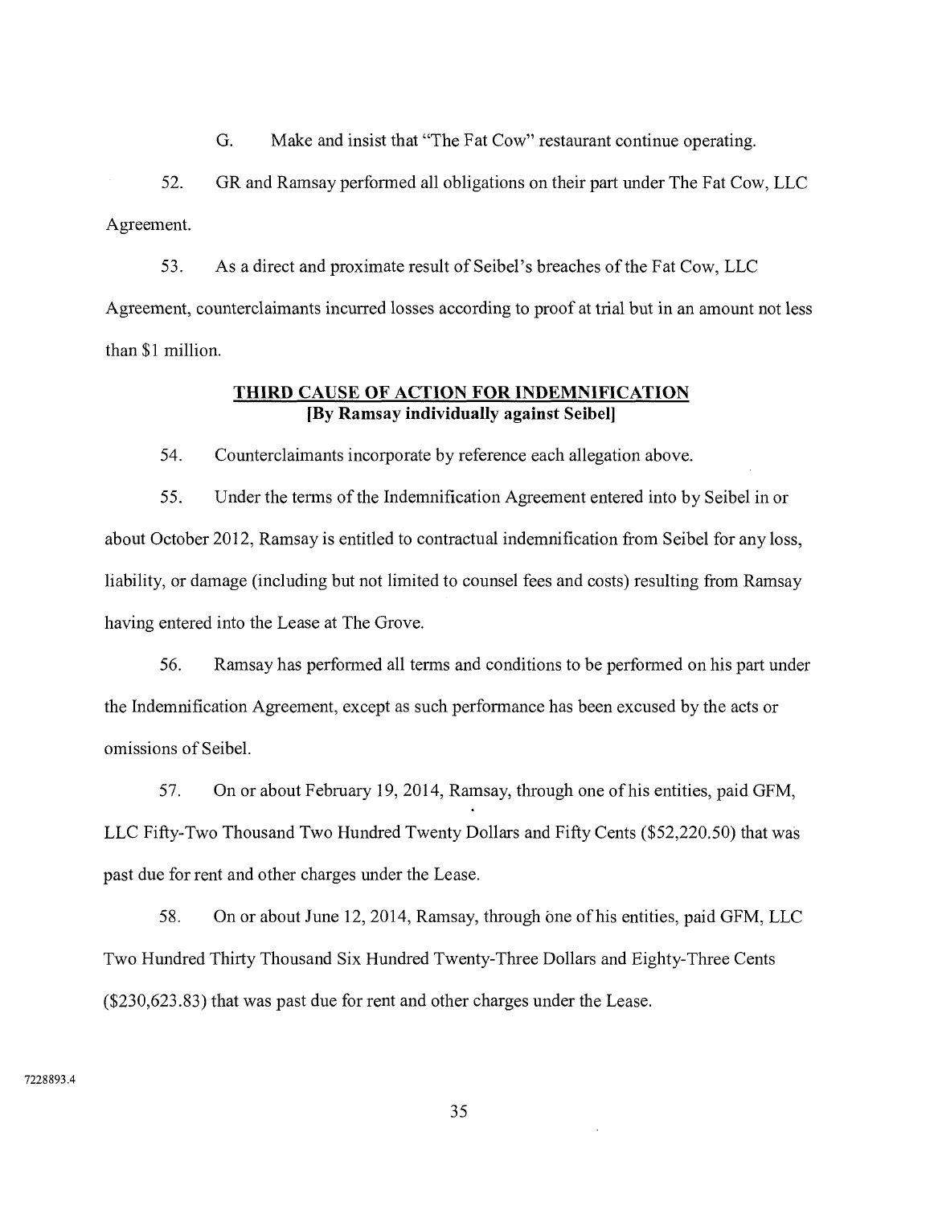G. Make and insist that "The Fat Cow" restaurant continue operating.

52. GR and Ramsay performed all obligations on their part under The Fat Cow, LLC Agreement.

53. As a direct and proximate result of Seibel's breaches of the Fat Cow, LLC Agreement, counterclaimants incurred losses according to proof at trial but in an amount not less than $1 million.

## THIRD CAUSE OF ACTION FOR INDEMNIFICATION

**[By Ramsay individually against Seibel]**

54. Counterclaimants incorporate by reference each allegation above.

55. Under the terms of the Indemnification Agreement entered into by Seibel in or about October 2012, Ramsay is entitled to contractual indemnification from Seibel for any loss, liability, or damage (including but not limited to counsel fees and costs) resulting from Ramsay having entered into the Lease at The Grove.

56. Ramsay has performed all terms and conditions to be performed on his part under the Indemnification Agreement, except as such performance has been excused by the acts or omissions of Seibel.

57. On or about February 19, 2014, Ramsay, through one of his entities, paid GFM, LLC Fifty-Two Thousand Two Hundred Twenty Dollars and Fifty Cents ($52,220.50) that was past due for rent and other charges under the Lease.

58. On or about June 12, 2014, Ramsay, through one of his entities, paid GFM, LLC Two Hundred Thirty Thousand Six Hundred Twenty-Three Dollars and Eighty-Three Cents ($230,623.83) that was past due for rent and other charges under the Lease.

7228893.4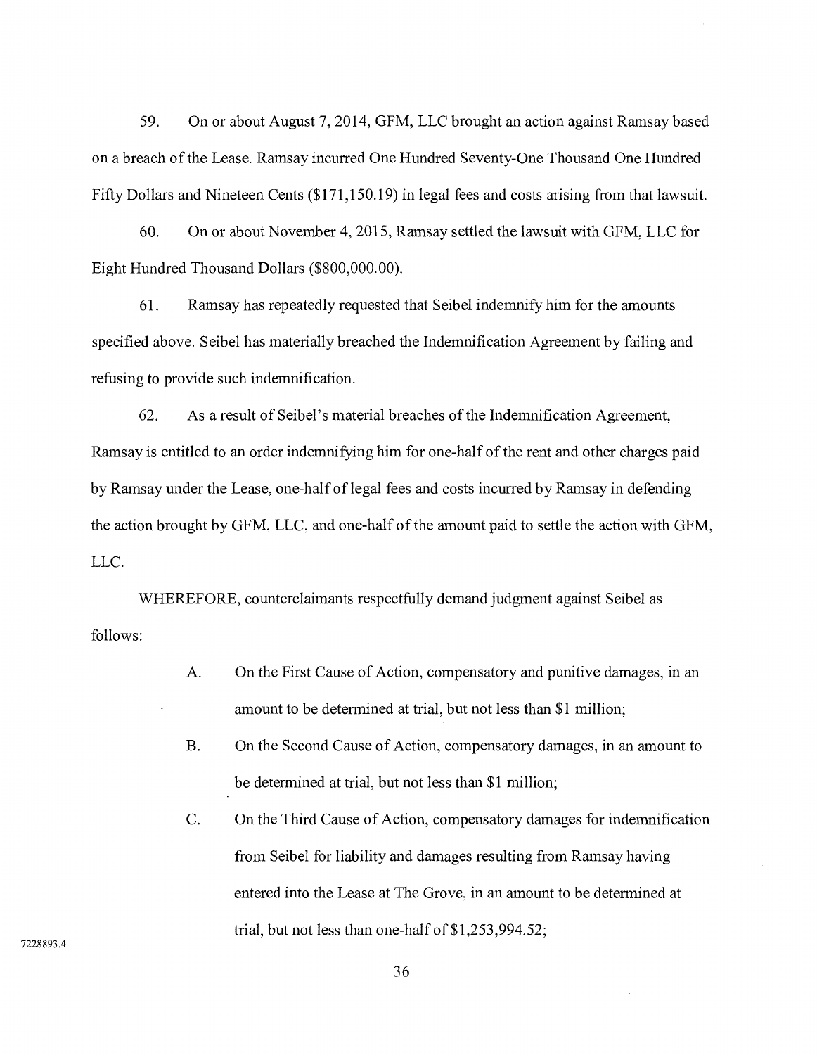59. On or about August 7, 2014, GFM, LLC brought an action against Ramsay based on a breach of the Lease. Ramsay incurred One Hundred Seventy-One Thousand One Hundred Fifty Dollars and Nineteen Cents ($171,150.19) in legal fees and costs arising from that lawsuit.

60. On or about November 4, 2015, Ramsay settled the lawsuit with GFM, LLC for Eight Hundred Thousand Dollars ($800,000.00).

61. Ramsay has repeatedly requested that Seibel indemnify him for the amounts specified above. Seibel has materially breached the Indemnification Agreement by failing and refusing to provide such indemnification.

62. As a result of Seibel's material breaches of the Indemnification Agreement, Ramsay is entitled to an order indemnifying him for one-half of the rent and other charges paid by Ramsay under the Lease, one-half of legal fees and costs incurred by Ramsay in defending the action brought by GFM, LLC, and one-half of the amount paid to settle the action with GFM, LLC.

WHEREFORE, counterclaimants respectfully demand judgment against Seibel as follows:

A. On the First Cause of Action, compensatory and punitive damages, in an amount to be determined at trial, but not less than $1 million;

B. On the Second Cause of Action, compensatory damages, in an amount to be determined at trial, but not less than $1 million;

C. On the Third Cause of Action, compensatory damages for indemnification from Seibel for liability and damages resulting from Ramsay having entered into the Lease at The Grove, in an amount to be determined at trial, but not less than one-half of $1,253,994.52;

7228893.4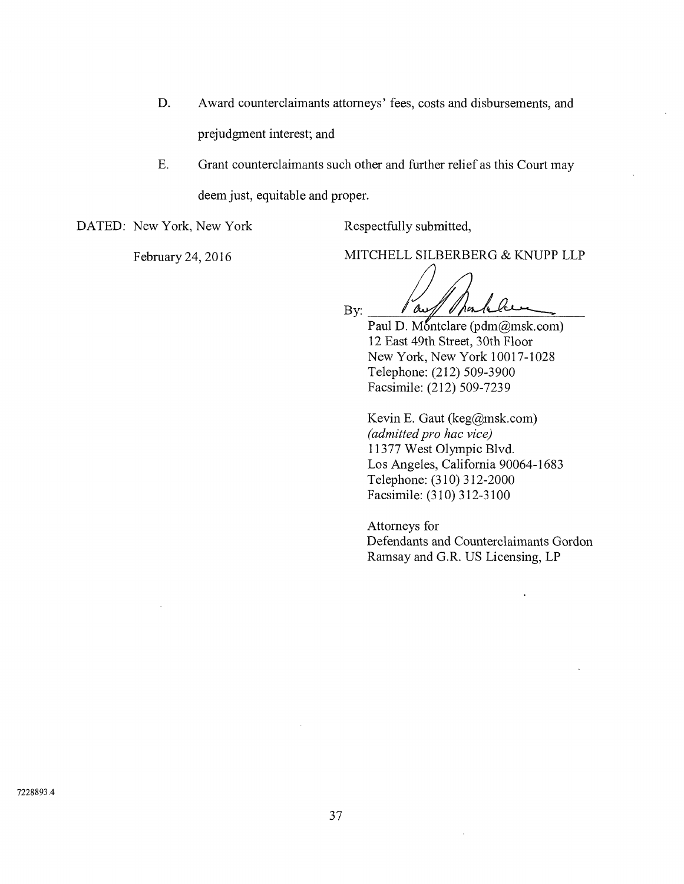D. Award counterclaimants attorneys' fees, costs and disbursements, and prejudgment interest; and

E. Grant counterclaimants such other and further relief as this Court may deem just, equitable and proper.

DATED: New York, New York

February 24, 2016

Respectfully submitted,

MITCHELL SILBERBERG & KNUPP LLP

By: ______________________

Paul D. Montclare (pdm@msk.com)
12 East 49th Street, 30th Floor
New York, New York 10017-1028
Telephone: (212) 509-3900
Facsimile: (212) 509-7239

Kevin E. Gaut (keg@msk.com)
*(admitted pro hac vice)*
11377 West Olympic Blvd.
Los Angeles, California 90064-1683
Telephone: (310) 312-2000
Facsimile: (310) 312-3100

Attorneys for
Defendants and Counterclaimants Gordon Ramsay and G.R. US Licensing, LP

7228893.4